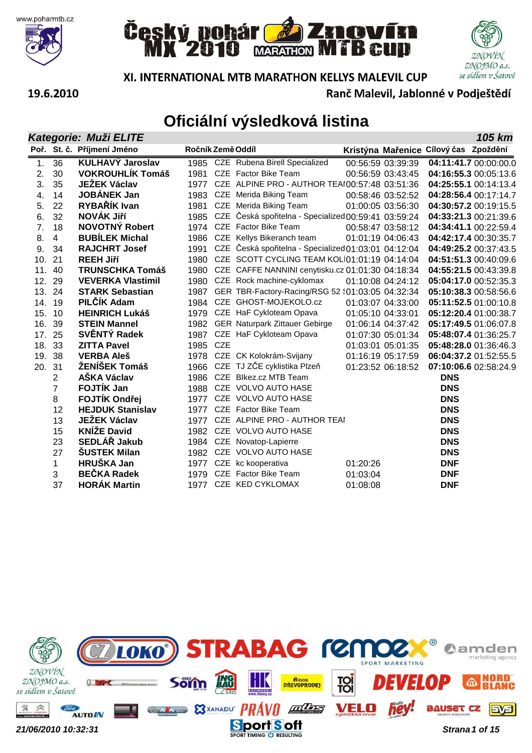www.poharmtb.cz

# Český pohár MX 2010 MARATHON Znovín MTB cup

XI. INTERNATIONAL MTB MARATHON KELLYS MALEVIL CUP

19.6.2010

Ranč Malevil, Jablonné v Podještědí

## Oficiální výsledková listina

**Kategorie: Muži ELITE** — **105 km**

| Poř. | St. č. | Příjmení Jméno | Ročník | Země | Oddíl | Kristýna | Mařenice | Cílový čas | Zpoždění |
|---|---|---|---|---|---|---|---|---|---|
| 1. | 36 | **KULHAVÝ Jaroslav** | 1985 | CZE | Rubena Birell Specialized | 00:56:59 | 03:39:39 | **04:11:41.7** | 00:00:00.0 |
| 2. | 30 | **VOKROUHLÍK Tomáš** | 1981 | CZE | Factor Bike Team | 00:56:59 | 03:43:45 | **04:16:55.3** | 00:05:13.6 |
| 3. | 35 | **JEŽEK Václav** | 1977 | CZE | ALPINE PRO - AUTHOR TEAI | 00:57:48 | 03:51:36 | **04:25:55.1** | 00:14:13.4 |
| 4. | 14 | **JOBÁNEK Jan** | 1983 | CZE | Merida Biking Team | 00:58:46 | 03:52:52 | **04:28:56.4** | 00:17:14.7 |
| 5. | 22 | **RYBAŘÍK Ivan** | 1981 | CZE | Merida Biking Team | 01:00:05 | 03:56:30 | **04:30:57.2** | 00:19:15.5 |
| 6. | 32 | **NOVÁK Jiří** | 1985 | CZE | Česká spořitelna - Specialized | 00:59:41 | 03:59:24 | **04:33:21.3** | 00:21:39.6 |
| 7. | 18 | **NOVOTNÝ Robert** | 1974 | CZE | Factor Bike Team | 00:58:47 | 03:58:12 | **04:34:41.1** | 00:22:59.4 |
| 8. | 4 | **BUBÍLEK Michal** | 1986 | CZE | Kellys Bikeranch team | 01:01:19 | 04:06:43 | **04:42:17.4** | 00:30:35.7 |
| 9. | 34 | **RAJCHRT Josef** | 1991 | CZE | Česká spořitelna - Specialized | 01:03:01 | 04:12:04 | **04:49:25.2** | 00:37:43.5 |
| 10. | 21 | **REEH Jiří** | 1980 | CZE | SCOTT CYCLING TEAM KOLI | 01:01:19 | 04:14:04 | **04:51:51.3** | 00:40:09.6 |
| 11. | 40 | **TRUNSCHKA Tomáš** | 1980 | CZE | CAFFE NANNINI cenytisku.cz | 01:01:30 | 04:18:34 | **04:55:21.5** | 00:43:39.8 |
| 12. | 29 | **VEVERKA Vlastimil** | 1980 | CZE | Rock machine-cyklomax | 01:10:08 | 04:24:12 | **05:04:17.0** | 00:52:35.3 |
| 13. | 24 | **STARK Sebastian** | 1987 | GER | TBR-Factory-Racing/RSG 52 ! | 01:03:05 | 04:32:34 | **05:10:38.3** | 00:58:56.6 |
| 14. | 19 | **PILČÍK Adam** | 1984 | CZE | GHOST-MOJEKOLO.cz | 01:03:07 | 04:33:00 | **05:11:52.5** | 01:00:10.8 |
| 15. | 10 | **HEINRICH Lukáš** | 1979 | CZE | HaF Cykloteam Opava | 01:05:10 | 04:33:01 | **05:12:20.4** | 01:00:38.7 |
| 16. | 39 | **STEIN Mannel** | 1982 | GER | Naturpark Zittauer Gebirge | 01:06:14 | 04:37:42 | **05:17:49.5** | 01:06:07.8 |
| 17. | 25 | **SVĚNTÝ Radek** | 1987 | CZE | HaF Cykloteam Opava | 01:07:30 | 05:01:34 | **05:48:07.4** | 01:36:25.7 |
| 18. | 33 | **ZITTA Pavel** | 1985 | CZE | | 01:03:01 | 05:01:35 | **05:48:28.0** | 01:36:46.3 |
| 19. | 38 | **VERBA Aleš** | 1978 | CZE | CK Kolokrám-Svijany | 01:16:19 | 05:17:59 | **06:04:37.2** | 01:52:55.5 |
| 20. | 31 | **ŽENÍŠEK Tomáš** | 1966 | CZE | TJ ZČE cyklistika Plzeň | 01:23:52 | 06:18:52 | **07:10:06.6** | 02:58:24.9 |
| | 2 | **AŠKA Václav** | 1986 | CZE | Blkez.cz MTB Team | | | **DNS** | |
| | 7 | **FOJTÍK Jan** | 1988 | CZE | VOLVO AUTO HASE | | | **DNS** | |
| | 8 | **FOJTÍK Ondřej** | 1977 | CZE | VOLVO AUTO HASE | | | **DNS** | |
| | 12 | **HEJDUK Stanislav** | 1977 | CZE | Factor Bike Team | | | **DNS** | |
| | 13 | **JEŽEK Václav** | 1977 | CZE | ALPINE PRO - AUTHOR TEAI | | | **DNS** | |
| | 15 | **KNÍŽE David** | 1982 | CZE | VOLVO AUTO HASE | | | **DNS** | |
| | 23 | **SEDLÁŘ Jakub** | 1984 | CZE | Novatop-Lapierre | | | **DNS** | |
| | 27 | **ŠUSTEK Milan** | 1982 | CZE | VOLVO AUTO HASE | | | **DNS** | |
| | 1 | **HRUŠKA Jan** | 1977 | CZE | kc kooperativa | 01:20:26 | | **DNF** | |
| | 3 | **BEČKA Radek** | 1979 | CZE | Factor Bike Team | 01:03:04 | | **DNF** | |
| | 37 | **HORÁK Martin** | 1977 | CZE | KED CYKLOMAX | 01:08:08 | | **DNF** | |

*21/06/2010 10:32:31*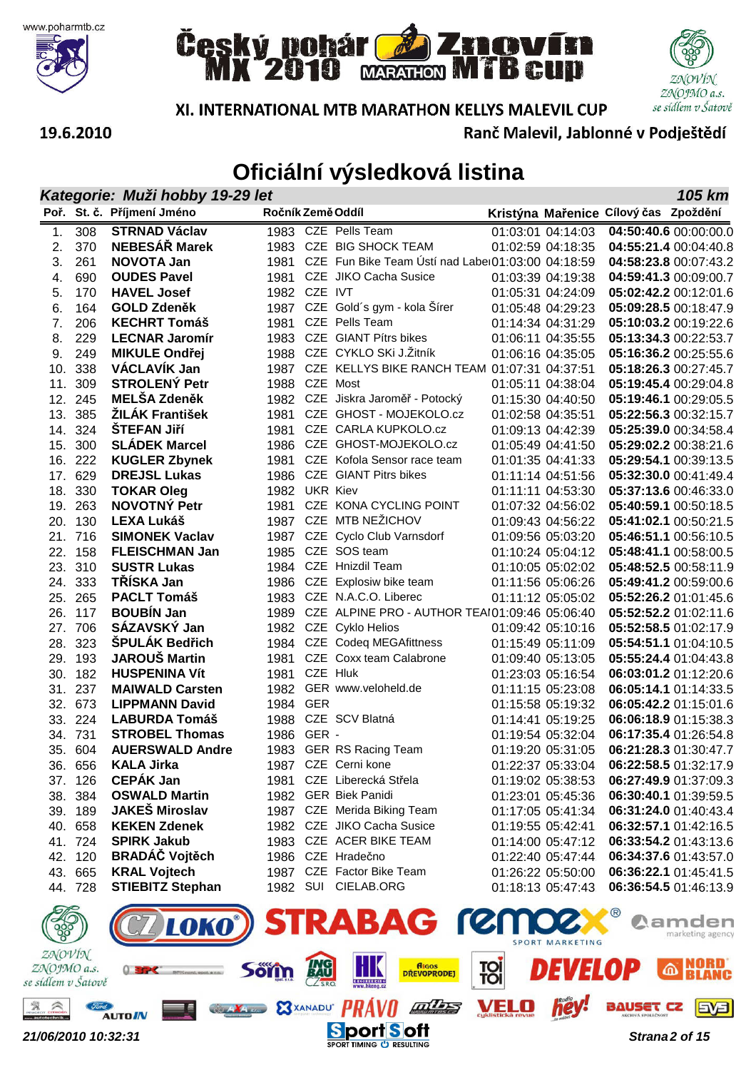# Český pohár MX 2010 MARATHON Znovín MTB cup

## XI. INTERNATIONAL MTB MARATHON KELLYS MALEVIL CUP

19.6.2010 Ranč Malevil, Jablonné v Podještědí

# Oficiální výsledková listina

### *Kategorie: Muži hobby 19-29 let* *105 km*

| Poř. | St. č. | Příjmení Jméno | Ročník | Země | Oddíl | Kristýna | Mařenice | Cílový čas | Zpoždění |
|---|---|---|---|---|---|---|---|---|---|
| 1. | 308 | **STRNAD Václav** | 1983 | CZE | Pells Team | 01:03:01 | 04:14:03 | **04:50:40.6** | 00:00:00.0 |
| 2. | 370 | **NEBESÁŘ Marek** | 1983 | CZE | BIG SHOCK TEAM | 01:02:59 | 04:18:35 | **04:55:21.4** | 00:04:40.8 |
| 3. | 261 | **NOVOTA Jan** | 1981 | CZE | Fun Bike Team Ústí nad Labe | 01:03:00 | 04:18:59 | **04:58:23.8** | 00:07:43.2 |
| 4. | 690 | **OUDES Pavel** | 1981 | CZE | JIKO Cacha Susice | 01:03:39 | 04:19:38 | **04:59:41.3** | 00:09:00.7 |
| 5. | 170 | **HAVEL Josef** | 1982 | CZE | IVT | 01:05:31 | 04:24:09 | **05:02:42.2** | 00:12:01.6 |
| 6. | 164 | **GOLD Zdeněk** | 1987 | CZE | Gold´s gym - kola Šírer | 01:05:48 | 04:29:23 | **05:09:28.5** | 00:18:47.9 |
| 7. | 206 | **KECHRT Tomáš** | 1981 | CZE | Pells Team | 01:14:34 | 04:31:29 | **05:10:03.2** | 00:19:22.6 |
| 8. | 229 | **LECNAR Jaromír** | 1983 | CZE | GIANT Pítrs bikes | 01:06:11 | 04:35:55 | **05:13:34.3** | 00:22:53.7 |
| 9. | 249 | **MIKULE Ondřej** | 1988 | CZE | CYKLO SKi J.Žitník | 01:06:16 | 04:35:05 | **05:16:36.2** | 00:25:55.6 |
| 10. | 338 | **VÁCLAVÍK Jan** | 1987 | CZE | KELLYS BIKE RANCH TEAM | 01:07:31 | 04:37:51 | **05:18:26.3** | 00:27:45.7 |
| 11. | 309 | **STROLENÝ Petr** | 1988 | CZE | Most | 01:05:11 | 04:38:04 | **05:19:45.4** | 00:29:04.8 |
| 12. | 245 | **MELŠA Zdeněk** | 1982 | CZE | Jiskra Jaroměř - Potocký | 01:15:30 | 04:40:50 | **05:19:46.1** | 00:29:05.5 |
| 13. | 385 | **ŽILÁK František** | 1981 | CZE | GHOST - MOJEKOLO.cz | 01:02:58 | 04:35:51 | **05:22:56.3** | 00:32:15.7 |
| 14. | 324 | **ŠTEFAN Jiří** | 1981 | CZE | CARLA KUPKOLO.cz | 01:09:13 | 04:42:39 | **05:25:39.0** | 00:34:58.4 |
| 15. | 300 | **SLÁDEK Marcel** | 1986 | CZE | GHOST-MOJEKOLO.cz | 01:05:49 | 04:41:50 | **05:29:02.2** | 00:38:21.6 |
| 16. | 222 | **KUGLER Zbynek** | 1981 | CZE | Kofola Sensor race team | 01:01:35 | 04:41:33 | **05:29:54.1** | 00:39:13.5 |
| 17. | 629 | **DREJSL Lukas** | 1986 | CZE | GIANT Pitrs bikes | 01:11:14 | 04:51:56 | **05:32:30.0** | 00:41:49.4 |
| 18. | 330 | **TOKAR Oleg** | 1982 | UKR | Kiev | 01:11:11 | 04:53:30 | **05:37:13.6** | 00:46:33.0 |
| 19. | 263 | **NOVOTNÝ Petr** | 1981 | CZE | KONA CYCLING POINT | 01:07:32 | 04:56:02 | **05:40:59.1** | 00:50:18.5 |
| 20. | 130 | **LEXA Lukáš** | 1987 | CZE | MTB NEŽICHOV | 01:09:43 | 04:56:22 | **05:41:02.1** | 00:50:21.5 |
| 21. | 716 | **SIMONEK Vaclav** | 1987 | CZE | Cyclo Club Varnsdorf | 01:09:56 | 05:03:20 | **05:46:51.1** | 00:56:10.5 |
| 22. | 158 | **FLEISCHMAN Jan** | 1985 | CZE | SOS team | 01:10:24 | 05:04:12 | **05:48:41.1** | 00:58:00.5 |
| 23. | 310 | **SUSTR Lukas** | 1984 | CZE | Hnizdil Team | 01:10:05 | 05:02:02 | **05:48:52.5** | 00:58:11.9 |
| 24. | 333 | **TŘÍSKA Jan** | 1986 | CZE | Explosiw bike team | 01:11:56 | 05:06:26 | **05:49:41.2** | 00:59:00.6 |
| 25. | 265 | **PACLT Tomáš** | 1983 | CZE | N.A.C.O. Liberec | 01:11:12 | 05:05:02 | **05:52:26.2** | 01:01:45.6 |
| 26. | 117 | **BOUBÍN Jan** | 1989 | CZE | ALPINE PRO - AUTHOR TEA | 01:09:46 | 05:06:40 | **05:52:52.2** | 01:02:11.6 |
| 27. | 706 | **SÁZAVSKÝ Jan** | 1982 | CZE | Cyklo Helios | 01:09:42 | 05:10:16 | **05:52:58.5** | 01:02:17.9 |
| 28. | 323 | **ŠPULÁK Bedřich** | 1984 | CZE | Codeq MEGAfittness | 01:15:49 | 05:11:09 | **05:54:51.1** | 01:04:10.5 |
| 29. | 193 | **JAROUŠ Martin** | 1981 | CZE | Coxx team Calabrone | 01:09:40 | 05:13:05 | **05:55:24.4** | 01:04:43.8 |
| 30. | 182 | **HUSPENINA Vít** | 1981 | CZE | Hluk | 01:23:03 | 05:16:54 | **06:03:01.2** | 01:12:20.6 |
| 31. | 237 | **MAIWALD Carsten** | 1982 | GER | www.veloheld.de | 01:11:15 | 05:23:08 | **06:05:14.1** | 01:14:33.5 |
| 32. | 673 | **LIPPMANN David** | 1984 | GER | | 01:15:58 | 05:19:32 | **06:05:42.2** | 01:15:01.6 |
| 33. | 224 | **LABURDA Tomáš** | 1988 | CZE | SCV Blatná | 01:14:41 | 05:19:25 | **06:06:18.9** | 01:15:38.3 |
| 34. | 731 | **STROBEL Thomas** | 1986 | GER | - | 01:19:54 | 05:32:04 | **06:17:35.4** | 01:26:54.8 |
| 35. | 604 | **AUERSWALD Andre** | 1983 | GER | RS Racing Team | 01:19:20 | 05:31:05 | **06:21:28.3** | 01:30:47.7 |
| 36. | 656 | **KALA Jirka** | 1987 | CZE | Cerni kone | 01:22:37 | 05:33:04 | **06:22:58.5** | 01:32:17.9 |
| 37. | 126 | **CEPÁK Jan** | 1981 | CZE | Liberecká Střela | 01:19:02 | 05:38:53 | **06:27:49.9** | 01:37:09.3 |
| 38. | 384 | **OSWALD Martin** | 1982 | GER | Biek Panidi | 01:23:01 | 05:45:36 | **06:30:40.1** | 01:39:59.5 |
| 39. | 189 | **JAKEŠ Miroslav** | 1987 | CZE | Merida Biking Team | 01:17:05 | 05:41:34 | **06:31:24.0** | 01:40:43.4 |
| 40. | 658 | **KEKEN Zdenek** | 1982 | CZE | JIKO Cacha Susice | 01:19:55 | 05:42:41 | **06:32:57.1** | 01:42:16.5 |
| 41. | 724 | **SPIRK Jakub** | 1983 | CZE | ACER BIKE TEAM | 01:14:00 | 05:47:12 | **06:33:54.2** | 01:43:13.6 |
| 42. | 120 | **BRADÁČ Vojtěch** | 1986 | CZE | Hradečno | 01:22:40 | 05:47:44 | **06:34:37.6** | 01:43:57.0 |
| 43. | 665 | **KRAL Vojtech** | 1987 | CZE | Factor Bike Team | 01:26:22 | 05:50:00 | **06:36:22.1** | 01:45:41.5 |
| 44. | 728 | **STIEBITZ Stephan** | 1982 | SUI | CIELAB.ORG | 01:18:13 | 05:47:43 | **06:36:54.5** | 01:46:13.9 |

*21/06/2010 10:32:31*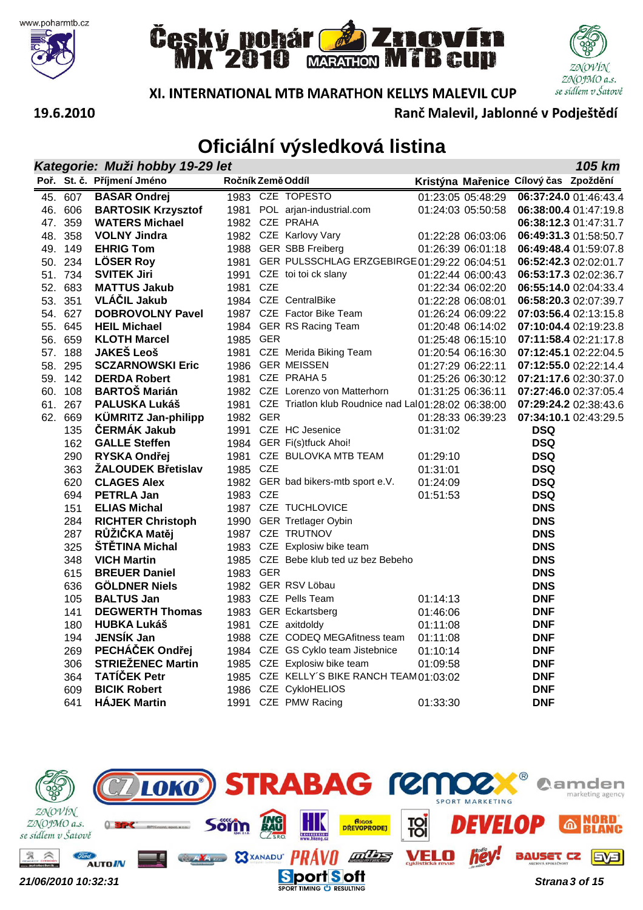XI. INTERNATIONAL MTB MARATHON KELLYS MALEVIL CUP

19.6.2010

Ranč Malevil, Jablonné v Podještědí

# Oficiální výsledková listina

## *Kategorie: Muži hobby 19-29 let* — *105 km*

| Poř. | St. č. | Příjmení Jméno | Ročník | Země | Oddíl | Kristýna | Mařenice | Cílový čas | Zpoždění |
|---|---|---|---|---|---|---|---|---|---|
| 45. | 607 | **BASAR Ondrej** | 1983 | CZE | TOPESTO | 01:23:05 | 05:48:29 | **06:37:24.0** | 01:46:43.4 |
| 46. | 606 | **BARTOSIK Krzysztof** | 1981 | POL | arjan-industrial.com | 01:24:03 | 05:50:58 | **06:38:00.4** | 01:47:19.8 |
| 47. | 359 | **WATERS Michael** | 1982 | CZE | PRAHA | | | **06:38:12.3** | 01:47:31.7 |
| 48. | 358 | **VOLNY Jindra** | 1982 | CZE | Karlovy Vary | 01:22:28 | 06:03:06 | **06:49:31.3** | 01:58:50.7 |
| 49. | 149 | **EHRIG Tom** | 1988 | GER | SBB Freiberg | 01:26:39 | 06:01:18 | **06:49:48.4** | 01:59:07.8 |
| 50. | 234 | **LÖSER Roy** | 1981 | GER | PULSSCHLAG ERZGEBIRGE | 01:29:22 | 06:04:51 | **06:52:42.3** | 02:02:01.7 |
| 51. | 734 | **SVITEK Jiri** | 1991 | CZE | toi toi ck slany | 01:22:44 | 06:00:43 | **06:53:17.3** | 02:02:36.7 |
| 52. | 683 | **MATTUS Jakub** | 1981 | CZE | | 01:22:34 | 06:02:20 | **06:55:14.0** | 02:04:33.4 |
| 53. | 351 | **VLÁČIL Jakub** | 1984 | CZE | CentralBike | 01:22:28 | 06:08:01 | **06:58:20.3** | 02:07:39.7 |
| 54. | 627 | **DOBROVOLNY Pavel** | 1987 | CZE | Factor Bike Team | 01:26:24 | 06:09:22 | **07:03:56.4** | 02:13:15.8 |
| 55. | 645 | **HEIL Michael** | 1984 | GER | RS Racing Team | 01:20:48 | 06:14:02 | **07:10:04.4** | 02:19:23.8 |
| 56. | 659 | **KLOTH Marcel** | 1985 | GER | | 01:25:48 | 06:15:10 | **07:11:58.4** | 02:21:17.8 |
| 57. | 188 | **JAKEŠ Leoš** | 1981 | CZE | Merida Biking Team | 01:20:54 | 06:16:30 | **07:12:45.1** | 02:22:04.5 |
| 58. | 295 | **SCZARNOWSKI Eric** | 1986 | GER | MEISSEN | 01:27:29 | 06:22:11 | **07:12:55.0** | 02:22:14.4 |
| 59. | 142 | **DERDA Robert** | 1981 | CZE | PRAHA 5 | 01:25:26 | 06:30:12 | **07:21:17.6** | 02:30:37.0 |
| 60. | 108 | **BARTOŠ Marián** | 1982 | CZE | Lorenzo von Matterhorn | 01:31:25 | 06:36:11 | **07:27:46.0** | 02:37:05.4 |
| 61. | 267 | **PALUSKA Lukáš** | 1981 | CZE | Triatlon klub Roudnice nad Lab | 01:28:02 | 06:38:00 | **07:29:24.2** | 02:38:43.6 |
| 62. | 669 | **KÜMRITZ Jan-philipp** | 1982 | GER | | 01:28:33 | 06:39:23 | **07:34:10.1** | 02:43:29.5 |
| | 135 | **ČERMÁK Jakub** | 1991 | CZE | HC Jesenice | 01:31:02 | | **DSQ** | |
| | 162 | **GALLE Steffen** | 1984 | GER | Fi(s)tfuck Ahoi! | | | **DSQ** | |
| | 290 | **RYSKA Ondřej** | 1981 | CZE | BULOVKA MTB TEAM | 01:29:10 | | **DSQ** | |
| | 363 | **ŽALOUDEK Břetislav** | 1985 | CZE | | 01:31:01 | | **DSQ** | |
| | 620 | **CLAGES Alex** | 1982 | GER | bad bikers-mtb sport e.V. | 01:24:09 | | **DSQ** | |
| | 694 | **PETRLA Jan** | 1983 | CZE | | 01:51:53 | | **DSQ** | |
| | 151 | **ELIAS Michal** | 1987 | CZE | TUCHLOVICE | | | **DNS** | |
| | 284 | **RICHTER Christoph** | 1990 | GER | Tretlager Oybin | | | **DNS** | |
| | 287 | **RŮŽIČKA Matěj** | 1987 | CZE | TRUTNOV | | | **DNS** | |
| | 325 | **ŠTĚTINA Michal** | 1983 | CZE | Explosiw bike team | | | **DNS** | |
| | 348 | **VICH Martin** | 1985 | CZE | Bebe klub ted uz bez Bebeho | | | **DNS** | |
| | 615 | **BREUER Daniel** | 1983 | GER | | | | **DNS** | |
| | 636 | **GÖLDNER Niels** | 1982 | GER | RSV Löbau | | | **DNS** | |
| | 105 | **BALTUS Jan** | 1983 | CZE | Pells Team | 01:14:13 | | **DNF** | |
| | 141 | **DEGWERTH Thomas** | 1983 | GER | Eckartsberg | 01:46:06 | | **DNF** | |
| | 180 | **HUBKA Lukáš** | 1981 | CZE | axitdoldy | 01:11:08 | | **DNF** | |
| | 194 | **JENSÍK Jan** | 1988 | CZE | CODEQ MEGAfitness team | 01:11:08 | | **DNF** | |
| | 269 | **PECHÁČEK Ondřej** | 1984 | CZE | GS Cyklo team Jistebnice | 01:10:14 | | **DNF** | |
| | 306 | **STRIEŽENEC Martin** | 1985 | CZE | Explosiw bike team | 01:09:58 | | **DNF** | |
| | 364 | **TATÍČEK Petr** | 1985 | CZE | KELLY´S BIKE RANCH TEAM | 01:03:02 | | **DNF** | |
| | 609 | **BICIK Robert** | 1986 | CZE | CykloHELIOS | | | **DNF** | |
| | 641 | **HÁJEK Martin** | 1991 | CZE | PMW Racing | 01:33:30 | | **DNF** | |

*21/06/2010 10:32:31*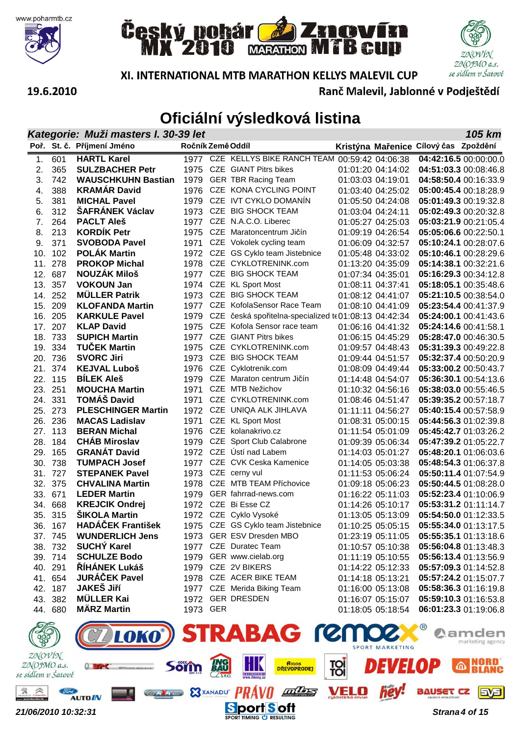# Český pohár MX 2010 MARATHON Znovín MTB cup

## XI. INTERNATIONAL MTB MARATHON KELLYS MALEVIL CUP

19.6.2010

Ranč Malevil, Jablonné v Podještědí

# Oficiální výsledková listina

### *Kategorie: Muži masters I. 30-39 let* — *105 km*

| Poř. | St. č. | Příjmení Jméno | Ročník | Země | Oddíl | Kristýna | Mařenice | Cílový čas | Zpoždění |
|---|---|---|---|---|---|---|---|---|---|
| 1. | 601 | **HARTL Karel** | 1977 | CZE | KELLYS BIKE RANCH TEAM | 00:59:42 | 04:06:38 | **04:42:16.5** | 00:00:00.0 |
| 2. | 365 | **SULZBACHER Petr** | 1975 | CZE | GIANT Pitrs bikes | 01:01:20 | 04:14:02 | **04:51:03.3** | 00:08:46.8 |
| 3. | 742 | **WAUSCHKUHN Bastian** | 1979 | GER | TBR Racing Team | 01:03:03 | 04:19:01 | **04:58:50.4** | 00:16:33.9 |
| 4. | 388 | **KRAMÁR David** | 1976 | CZE | KONA CYCLING POINT | 01:03:40 | 04:25:02 | **05:00:45.4** | 00:18:28.9 |
| 5. | 381 | **MICHAL Pavel** | 1979 | CZE | IVT CYKLO DOMANÍN | 01:05:50 | 04:24:08 | **05:01:49.3** | 00:19:32.8 |
| 6. | 312 | **ŠAFRÁNEK Václav** | 1973 | CZE | BIG SHOCK TEAM | 01:03:04 | 04:24:11 | **05:02:49.3** | 00:20:32.8 |
| 7. | 264 | **PACLT Aleš** | 1977 | CZE | N.A.C.O. Liberec | 01:05:27 | 04:25:03 | **05:03:21.9** | 00:21:05.4 |
| 8. | 213 | **KORDÍK Petr** | 1975 | CZE | Maratoncentrum Jičín | 01:09:19 | 04:26:54 | **05:05:06.6** | 00:22:50.1 |
| 9. | 371 | **SVOBODA Pavel** | 1971 | CZE | Vokolek cycling team | 01:06:09 | 04:32:57 | **05:10:24.1** | 00:28:07.6 |
| 10. | 102 | **POLÁK Martin** | 1972 | CZE | GS Cyklo team Jistebnice | 01:05:48 | 04:33:02 | **05:10:46.1** | 00:28:29.6 |
| 11. | 278 | **PROKOP Michal** | 1978 | CZE | CYKLOTRENINK.com | 01:13:20 | 04:35:09 | **05:14:38.1** | 00:32:21.6 |
| 12. | 687 | **NOUZÁK Miloš** | 1977 | CZE | BIG SHOCK TEAM | 01:07:34 | 04:35:01 | **05:16:29.3** | 00:34:12.8 |
| 13. | 357 | **VOKOUN Jan** | 1974 | CZE | KL Sport Most | 01:08:11 | 04:37:41 | **05:18:05.1** | 00:35:48.6 |
| 14. | 252 | **MÜLLER Patrik** | 1973 | CZE | BIG SHOCK TEAM | 01:08:12 | 04:41:07 | **05:21:10.5** | 00:38:54.0 |
| 15. | 209 | **KLOFANDA Martin** | 1977 | CZE | KofolaSensor Race Team | 01:08:10 | 04:41:09 | **05:23:54.4** | 00:41:37.9 |
| 16. | 205 | **KARKULE Pavel** | 1979 | CZE | česká spořitelna-specialized t | 01:08:13 | 04:42:34 | **05:24:00.1** | 00:41:43.6 |
| 17. | 207 | **KLAP David** | 1975 | CZE | Kofola Sensor race team | 01:06:16 | 04:41:32 | **05:24:14.6** | 00:41:58.1 |
| 18. | 733 | **SUPICH Martin** | 1977 | CZE | GIANT Pitrs bikes | 01:06:15 | 04:45:29 | **05:28:47.0** | 00:46:30.5 |
| 19. | 334 | **TUČEK Martin** | 1975 | CZE | CYKLOTRENINK.com | 01:09:57 | 04:48:43 | **05:31:39.3** | 00:49:22.8 |
| 20. | 736 | **SVORC Jiri** | 1973 | CZE | BIG SHOCK TEAM | 01:09:44 | 04:51:57 | **05:32:37.4** | 00:50:20.9 |
| 21. | 374 | **KEJVAL Luboš** | 1976 | CZE | Cyklotrenik.com | 01:08:09 | 04:49:44 | **05:33:00.2** | 00:50:43.7 |
| 22. | 115 | **BÍLEK Aleš** | 1979 | CZE | Maraton centrum Jičín | 01:14:48 | 04:54:07 | **05:36:30.1** | 00:54:13.6 |
| 23. | 251 | **MOUCHA Martin** | 1971 | CZE | MTB Nežichov | 01:10:32 | 04:56:16 | **05:38:03.0** | 00:55:46.5 |
| 24. | 331 | **TOMÁŠ David** | 1971 | CZE | CYKLOTRENINK.com | 01:08:46 | 04:51:47 | **05:39:35.2** | 00:57:18.7 |
| 25. | 273 | **PLESCHINGER Martin** | 1972 | CZE | UNIQA ALK JIHLAVA | 01:11:11 | 04:56:27 | **05:40:15.4** | 00:57:58.9 |
| 26. | 236 | **MACAS Ladislav** | 1971 | CZE | KL Sport Most | 01:08:31 | 05:00:15 | **05:44:56.3** | 01:02:39.8 |
| 27. | 113 | **BERAN Michal** | 1976 | CZE | kolanakrivo.cz | 01:11:54 | 05:01:09 | **05:45:42.7** | 01:03:26.2 |
| 28. | 184 | **CHÁB Miroslav** | 1979 | CZE | Sport Club Calabrone | 01:09:39 | 05:06:34 | **05:47:39.2** | 01:05:22.7 |
| 29. | 165 | **GRANÁT David** | 1972 | CZE | Ústí nad Labem | 01:14:03 | 05:01:27 | **05:48:20.1** | 01:06:03.6 |
| 30. | 738 | **TUMPACH Josef** | 1977 | CZE | CVK Ceska Kamenice | 01:14:05 | 05:03:38 | **05:48:54.3** | 01:06:37.8 |
| 31. | 727 | **STEPANEK Pavel** | 1973 | CZE | cerny vul | 01:11:53 | 05:06:24 | **05:50:11.4** | 01:07:54.9 |
| 32. | 375 | **CHVALINA Martin** | 1978 | CZE | MTB TEAM Příchovice | 01:09:18 | 05:06:23 | **05:50:44.5** | 01:08:28.0 |
| 33. | 671 | **LEDER Martin** | 1979 | GER | fahrrad-news.com | 01:16:22 | 05:11:03 | **05:52:23.4** | 01:10:06.9 |
| 34. | 668 | **KREJCIK Ondrej** | 1972 | CZE | Bi Esse CZ | 01:14:26 | 05:10:17 | **05:53:31.2** | 01:11:14.7 |
| 35. | 315 | **ŠIKOLA Martin** | 1972 | CZE | Cyklo Vysoké | 01:13:05 | 05:13:09 | **05:54:50.0** | 01:12:33.5 |
| 36. | 167 | **HADÁČEK František** | 1975 | CZE | GS Cyklo team Jistebnice | 01:10:25 | 05:05:15 | **05:55:34.0** | 01:13:17.5 |
| 37. | 745 | **WUNDERLICH Jens** | 1973 | GER | ESV Dresden MBO | 01:23:19 | 05:11:05 | **05:55:35.1** | 01:13:18.6 |
| 38. | 732 | **SUCHÝ Karel** | 1977 | CZE | Duratec Team | 01:10:57 | 05:10:38 | **05:56:04.8** | 01:13:48.3 |
| 39. | 714 | **SCHULZE Bodo** | 1979 | GER | www.cielab.org | 01:11:19 | 05:10:55 | **05:56:13.4** | 01:13:56.9 |
| 40. | 291 | **ŘÍHÁNEK Lukáš** | 1979 | CZE | 2V BIKERS | 01:14:22 | 05:12:33 | **05:57:09.3** | 01:14:52.8 |
| 41. | 654 | **JURÁČEK Pavel** | 1978 | CZE | ACER BIKE TEAM | 01:14:18 | 05:13:21 | **05:57:24.2** | 01:15:07.7 |
| 42. | 187 | **JAKEŠ Jiří** | 1977 | CZE | Merida Biking Team | 01:16:00 | 05:13:08 | **05:58:36.3** | 01:16:19.8 |
| 43. | 382 | **MÜLLER Kai** | 1972 | GER | DRESDEN | 01:16:07 | 05:15:07 | **05:59:10.3** | 01:16:53.8 |
| 44. | 680 | **MÄRZ Martin** | 1973 | GER | | 01:18:05 | 05:18:54 | **06:01:23.3** | 01:19:06.8 |

*21/06/2010 10:32:31*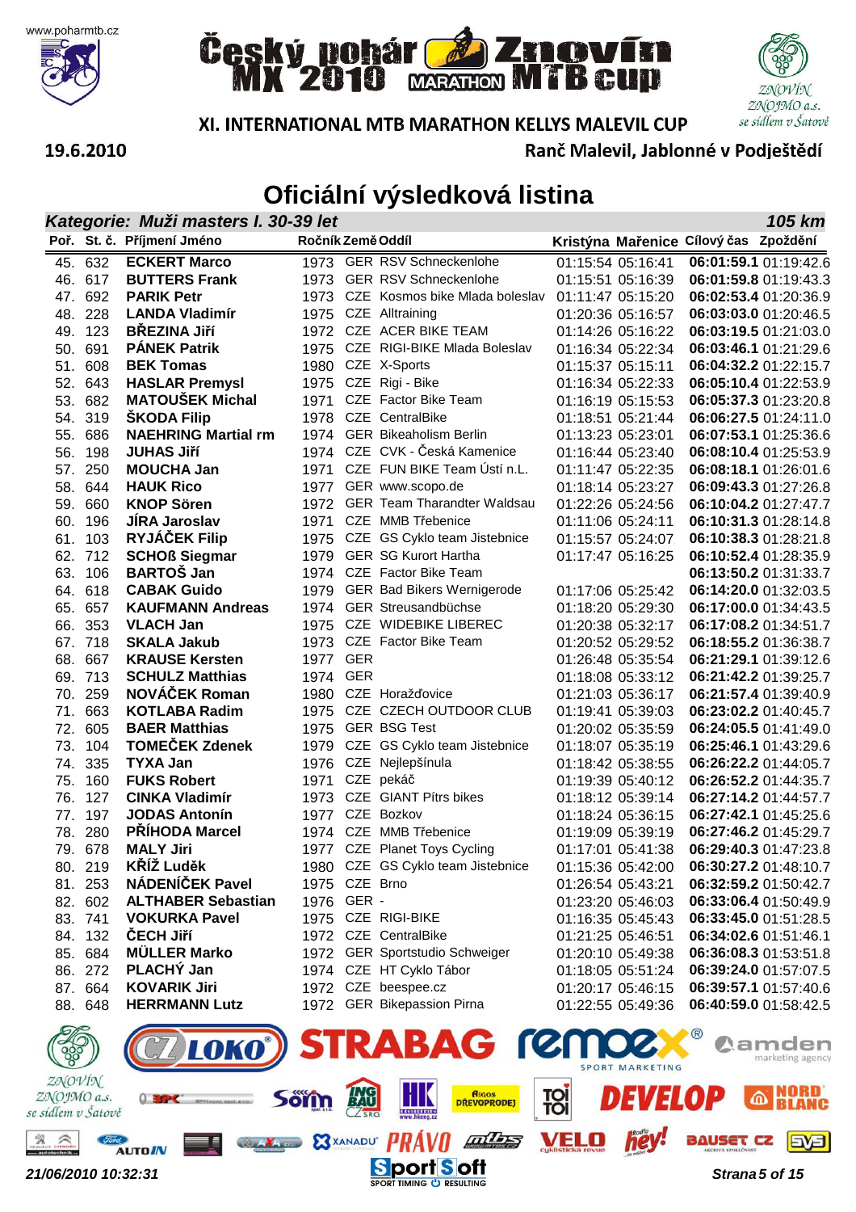# Český pohár MX 2010 MARATHON Znovín MTB cup

## XI. INTERNATIONAL MTB MARATHON KELLYS MALEVIL CUP

19.6.2010

Ranč Malevil, Jablonné v Podještědí

# Oficiální výsledková listina

**Kategorie: Muži masters I. 30-39 let** — **105 km**

| Poř. | St. č. | Příjmení Jméno | Ročník | Země | Oddíl | Kristýna | Mařenice | Cílový čas | Zpoždění |
|---|---|---|---|---|---|---|---|---|---|
| 45. | 632 | **ECKERT Marco** | 1973 | GER | RSV Schneckenlohe | 01:15:54 | 05:16:41 | **06:01:59.1** | 01:19:42.6 |
| 46. | 617 | **BUTTERS Frank** | 1973 | GER | RSV Schneckenlohe | 01:15:51 | 05:16:39 | **06:01:59.8** | 01:19:43.3 |
| 47. | 692 | **PARIK Petr** | 1973 | CZE | Kosmos bike Mlada boleslav | 01:11:47 | 05:15:20 | **06:02:53.4** | 01:20:36.9 |
| 48. | 228 | **LANDA Vladimír** | 1975 | CZE | Alltraining | 01:20:36 | 05:16:57 | **06:03:03.0** | 01:20:46.5 |
| 49. | 123 | **BŘEZINA Jiří** | 1972 | CZE | ACER BIKE TEAM | 01:14:26 | 05:16:22 | **06:03:19.5** | 01:21:03.0 |
| 50. | 691 | **PÁNEK Patrik** | 1975 | CZE | RIGI-BIKE Mlada Boleslav | 01:16:34 | 05:22:34 | **06:03:46.1** | 01:21:29.6 |
| 51. | 608 | **BEK Tomas** | 1980 | CZE | X-Sports | 01:15:37 | 05:15:11 | **06:04:32.2** | 01:22:15.7 |
| 52. | 643 | **HASLAR Premysl** | 1975 | CZE | Rigi - Bike | 01:16:34 | 05:22:33 | **06:05:10.4** | 01:22:53.9 |
| 53. | 682 | **MATOUŠEK Michal** | 1971 | CZE | Factor Bike Team | 01:16:19 | 05:15:53 | **06:05:37.3** | 01:23:20.8 |
| 54. | 319 | **ŠKODA Filip** | 1978 | CZE | CentralBike | 01:18:51 | 05:21:44 | **06:06:27.5** | 01:24:11.0 |
| 55. | 686 | **NAEHRING Martial rm** | 1974 | GER | Bikeaholism Berlin | 01:13:23 | 05:23:01 | **06:07:53.1** | 01:25:36.6 |
| 56. | 198 | **JUHAS Jiří** | 1974 | CZE | CVK - Česká Kamenice | 01:16:44 | 05:23:40 | **06:08:10.4** | 01:25:53.9 |
| 57. | 250 | **MOUCHA Jan** | 1971 | CZE | FUN BIKE Team Ústí n.L. | 01:11:47 | 05:22:35 | **06:08:18.1** | 01:26:01.6 |
| 58. | 644 | **HAUK Rico** | 1977 | GER | www.scopo.de | 01:18:14 | 05:23:27 | **06:09:43.3** | 01:27:26.8 |
| 59. | 660 | **KNOP Sören** | 1972 | GER | Team Tharandter Waldsau | 01:22:26 | 05:24:56 | **06:10:04.2** | 01:27:47.7 |
| 60. | 196 | **JÍRA Jaroslav** | 1971 | CZE | MMB Třebenice | 01:11:06 | 05:24:11 | **06:10:31.3** | 01:28:14.8 |
| 61. | 103 | **RYJÁČEK Filip** | 1975 | CZE | GS Cyklo team Jistebnice | 01:15:57 | 05:24:07 | **06:10:38.3** | 01:28:21.8 |
| 62. | 712 | **SCHOß Siegmar** | 1979 | GER | SG Kurort Hartha | 01:17:47 | 05:16:25 | **06:10:52.4** | 01:28:35.9 |
| 63. | 106 | **BARTOŠ Jan** | 1974 | CZE | Factor Bike Team | | | **06:13:50.2** | 01:31:33.7 |
| 64. | 618 | **CABAK Guido** | 1979 | GER | Bad Bikers Wernigerode | 01:17:06 | 05:25:42 | **06:14:20.0** | 01:32:03.5 |
| 65. | 657 | **KAUFMANN Andreas** | 1974 | GER | Streusandbüchse | 01:18:20 | 05:29:30 | **06:17:00.0** | 01:34:43.5 |
| 66. | 353 | **VLACH Jan** | 1975 | CZE | WIDEBIKE LIBEREC | 01:20:38 | 05:32:17 | **06:17:08.2** | 01:34:51.7 |
| 67. | 718 | **SKALA Jakub** | 1973 | CZE | Factor Bike Team | 01:20:52 | 05:29:52 | **06:18:55.2** | 01:36:38.7 |
| 68. | 667 | **KRAUSE Kersten** | 1977 | GER | | 01:26:48 | 05:35:54 | **06:21:29.1** | 01:39:12.6 |
| 69. | 713 | **SCHULZ Matthias** | 1974 | GER | | 01:18:08 | 05:33:12 | **06:21:42.2** | 01:39:25.7 |
| 70. | 259 | **NOVÁČEK Roman** | 1980 | CZE | Horažďovice | 01:21:03 | 05:36:17 | **06:21:57.4** | 01:39:40.9 |
| 71. | 663 | **KOTLABA Radim** | 1975 | CZE | CZECH OUTDOOR CLUB | 01:19:41 | 05:39:03 | **06:23:02.2** | 01:40:45.7 |
| 72. | 605 | **BAER Matthias** | 1975 | GER | BSG Test | 01:20:02 | 05:35:59 | **06:24:05.5** | 01:41:49.0 |
| 73. | 104 | **TOMEČEK Zdenek** | 1979 | CZE | GS Cyklo team Jistebnice | 01:18:07 | 05:35:19 | **06:25:46.1** | 01:43:29.6 |
| 74. | 335 | **TYXA Jan** | 1976 | CZE | Nejlepšínula | 01:18:42 | 05:38:55 | **06:26:22.2** | 01:44:05.7 |
| 75. | 160 | **FUKS Robert** | 1971 | CZE | pekáč | 01:19:39 | 05:40:12 | **06:26:52.2** | 01:44:35.7 |
| 76. | 127 | **CINKA Vladimír** | 1973 | CZE | GIANT Pítrs bikes | 01:18:12 | 05:39:14 | **06:27:14.2** | 01:44:57.7 |
| 77. | 197 | **JODAS Antonín** | 1977 | CZE | Bozkov | 01:18:24 | 05:36:15 | **06:27:42.1** | 01:45:25.6 |
| 78. | 280 | **PŘÍHODA Marcel** | 1974 | CZE | MMB Třebenice | 01:19:09 | 05:39:19 | **06:27:46.2** | 01:45:29.7 |
| 79. | 678 | **MALY Jiri** | 1977 | CZE | Planet Toys Cycling | 01:17:01 | 05:41:38 | **06:29:40.3** | 01:47:23.8 |
| 80. | 219 | **KŘÍŽ Luděk** | 1980 | CZE | GS Cyklo team Jistebnice | 01:15:36 | 05:42:00 | **06:30:27.2** | 01:48:10.7 |
| 81. | 253 | **NÁDENÍČEK Pavel** | 1975 | CZE | Brno | 01:26:54 | 05:43:21 | **06:32:59.2** | 01:50:42.7 |
| 82. | 602 | **ALTHABER Sebastian** | 1976 | GER | - | 01:23:20 | 05:46:03 | **06:33:06.4** | 01:50:49.9 |
| 83. | 741 | **VOKURKA Pavel** | 1975 | CZE | RIGI-BIKE | 01:16:35 | 05:45:43 | **06:33:45.0** | 01:51:28.5 |
| 84. | 132 | **ČECH Jiří** | 1972 | CZE | CentralBike | 01:21:25 | 05:46:51 | **06:34:02.6** | 01:51:46.1 |
| 85. | 684 | **MÜLLER Marko** | 1972 | GER | Sportstudio Schweiger | 01:20:10 | 05:49:38 | **06:36:08.3** | 01:53:51.8 |
| 86. | 272 | **PLACHÝ Jan** | 1974 | CZE | HT Cyklo Tábor | 01:18:05 | 05:51:24 | **06:39:24.0** | 01:57:07.5 |
| 87. | 664 | **KOVARIK Jiri** | 1972 | CZE | beespee.cz | 01:20:17 | 05:46:15 | **06:39:57.1** | 01:57:40.6 |
| 88. | 648 | **HERRMANN Lutz** | 1972 | GER | Bikepassion Pirna | 01:22:55 | 05:49:36 | **06:40:59.0** | 01:58:42.5 |

*21/06/2010 10:32:31*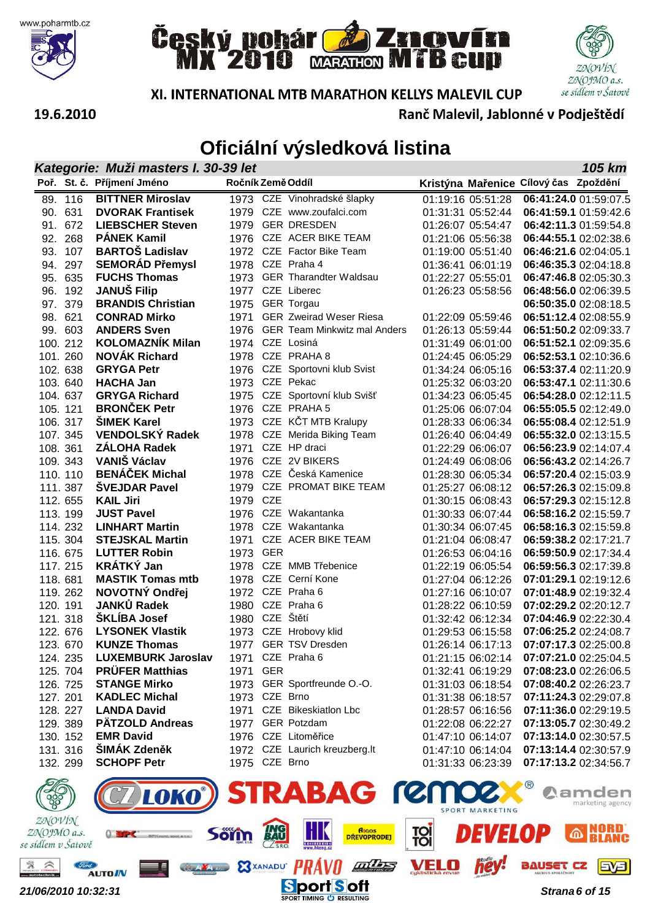# Český pohár MX 2010 Marathon Znovín MTB cup

## XI. INTERNATIONAL MTB MARATHON KELLYS MALEVIL CUP

19.6.2010 — Ranč Malevil, Jablonné v Podještědí

# Oficiální výsledková listina

**Kategorie: Muži masters I. 30-39 let** — **105 km**

| Poř. | St. č. | Příjmení Jméno | Ročník | Země | Oddíl | Kristýna | Mařenice | Cílový čas | Zpoždění |
|---|---|---|---|---|---|---|---|---|---|
| 89. | 116 | **BITTNER Miroslav** | 1973 | CZE | Vinohradské šlapky | 01:19:16 | 05:51:28 | **06:41:24.0** | 01:59:07.5 |
| 90. | 631 | **DVORAK Frantisek** | 1979 | CZE | www.zoufalci.com | 01:31:31 | 05:52:44 | **06:41:59.1** | 01:59:42.6 |
| 91. | 672 | **LIEBSCHER Steven** | 1979 | GER | DRESDEN | 01:26:07 | 05:54:47 | **06:42:11.3** | 01:59:54.8 |
| 92. | 268 | **PÁNEK Kamil** | 1976 | CZE | ACER BIKE TEAM | 01:21:06 | 05:56:38 | **06:44:55.1** | 02:02:38.6 |
| 93. | 107 | **BARTOŠ Ladislav** | 1972 | CZE | Factor Bike Team | 01:19:00 | 05:51:40 | **06:46:21.6** | 02:04:05.1 |
| 94. | 297 | **SEMORÁD Přemysl** | 1978 | CZE | Praha 4 | 01:36:41 | 06:01:19 | **06:46:35.3** | 02:04:18.8 |
| 95. | 635 | **FUCHS Thomas** | 1973 | GER | Tharandter Waldsau | 01:22:27 | 05:55:01 | **06:47:46.8** | 02:05:30.3 |
| 96. | 192 | **JANUŠ Filip** | 1977 | CZE | Liberec | 01:26:23 | 05:58:56 | **06:48:56.0** | 02:06:39.5 |
| 97. | 379 | **BRANDIS Christian** | 1975 | GER | Torgau | | | **06:50:35.0** | 02:08:18.5 |
| 98. | 621 | **CONRAD Mirko** | 1971 | GER | Zweirad Weser Riesa | 01:22:09 | 05:59:46 | **06:51:12.4** | 02:08:55.9 |
| 99. | 603 | **ANDERS Sven** | 1976 | GER | Team Minkwitz mal Anders | 01:26:13 | 05:59:44 | **06:51:50.2** | 02:09:33.7 |
| 100. | 212 | **KOLOMAZNÍK Milan** | 1974 | CZE | Losiná | 01:31:49 | 06:01:00 | **06:51:52.1** | 02:09:35.6 |
| 101. | 260 | **NOVÁK Richard** | 1978 | CZE | PRAHA 8 | 01:24:45 | 06:05:29 | **06:52:53.1** | 02:10:36.6 |
| 102. | 638 | **GRYGA Petr** | 1976 | CZE | Sportovni klub Svist | 01:34:24 | 06:05:16 | **06:53:37.4** | 02:11:20.9 |
| 103. | 640 | **HACHA Jan** | 1973 | CZE | Pekac | 01:25:32 | 06:03:20 | **06:53:47.1** | 02:11:30.6 |
| 104. | 637 | **GRYGA Richard** | 1975 | CZE | Sportovní klub Svišť | 01:34:23 | 06:05:45 | **06:54:28.0** | 02:12:11.5 |
| 105. | 121 | **BRONČEK Petr** | 1976 | CZE | PRAHA 5 | 01:25:06 | 06:07:04 | **06:55:05.5** | 02:12:49.0 |
| 106. | 317 | **ŠIMEK Karel** | 1973 | CZE | KČT MTB Kralupy | 01:28:33 | 06:06:34 | **06:55:08.4** | 02:12:51.9 |
| 107. | 345 | **VENDOLSKÝ Radek** | 1978 | CZE | Merida Biking Team | 01:26:40 | 06:04:49 | **06:55:32.0** | 02:13:15.5 |
| 108. | 361 | **ZÁLOHA Radek** | 1971 | CZE | HP draci | 01:22:29 | 06:06:07 | **06:56:23.9** | 02:14:07.4 |
| 109. | 343 | **VANIŠ Václav** | 1976 | CZE | 2V BIKERS | 01:24:49 | 06:08:06 | **06:56:43.2** | 02:14:26.7 |
| 110. | 110 | **BENÁČEK Michal** | 1978 | CZE | Česká Kamenice | 01:28:30 | 06:05:34 | **06:57:20.4** | 02:15:03.9 |
| 111. | 387 | **ŠVEJDAR Pavel** | 1979 | CZE | PROMAT BIKE TEAM | 01:25:27 | 06:08:12 | **06:57:26.3** | 02:15:09.8 |
| 112. | 655 | **KAIL Jiri** | 1979 | CZE | | 01:30:15 | 06:08:43 | **06:57:29.3** | 02:15:12.8 |
| 113. | 199 | **JUST Pavel** | 1976 | CZE | Wakantanka | 01:30:33 | 06:07:44 | **06:58:16.2** | 02:15:59.7 |
| 114. | 232 | **LINHART Martin** | 1978 | CZE | Wakantanka | 01:30:34 | 06:07:45 | **06:58:16.3** | 02:15:59.8 |
| 115. | 304 | **STEJSKAL Martin** | 1971 | CZE | ACER BIKE TEAM | 01:21:04 | 06:08:47 | **06:59:38.2** | 02:17:21.7 |
| 116. | 675 | **LUTTER Robin** | 1973 | GER | | 01:26:53 | 06:04:16 | **06:59:50.9** | 02:17:34.4 |
| 117. | 215 | **KRÁTKÝ Jan** | 1978 | CZE | MMB Třebenice | 01:22:19 | 06:05:54 | **06:59:56.3** | 02:17:39.8 |
| 118. | 681 | **MASTIK Tomas mtb** | 1978 | CZE | Cerní Kone | 01:27:04 | 06:12:26 | **07:01:29.1** | 02:19:12.6 |
| 119. | 262 | **NOVOTNÝ Ondřej** | 1972 | CZE | Praha 6 | 01:27:16 | 06:10:07 | **07:01:48.9** | 02:19:32.4 |
| 120. | 191 | **JANKŮ Radek** | 1980 | CZE | Praha 6 | 01:28:22 | 06:10:59 | **07:02:29.2** | 02:20:12.7 |
| 121. | 318 | **ŠKLÍBA Josef** | 1980 | CZE | Štětí | 01:32:42 | 06:12:34 | **07:04:46.9** | 02:22:30.4 |
| 122. | 676 | **LYSONEK Vlastik** | 1973 | CZE | Hrobovy klid | 01:29:53 | 06:15:58 | **07:06:25.2** | 02:24:08.7 |
| 123. | 670 | **KUNZE Thomas** | 1977 | GER | TSV Dresden | 01:26:14 | 06:17:13 | **07:07:17.3** | 02:25:00.8 |
| 124. | 235 | **LUXEMBURK Jaroslav** | 1971 | CZE | Praha 6 | 01:21:15 | 06:02:14 | **07:07:21.0** | 02:25:04.5 |
| 125. | 704 | **PRÜFER Matthias** | 1971 | GER | | 01:32:41 | 06:19:29 | **07:08:23.0** | 02:26:06.5 |
| 126. | 725 | **STANGE Mirko** | 1973 | GER | Sportfreunde O.-O. | 01:31:03 | 06:18:54 | **07:08:40.2** | 02:26:23.7 |
| 127. | 201 | **KADLEC Michal** | 1973 | CZE | Brno | 01:31:38 | 06:18:57 | **07:11:24.3** | 02:29:07.8 |
| 128. | 227 | **LANDA David** | 1971 | CZE | Bikeskiatlon Lbc | 01:28:57 | 06:16:56 | **07:11:36.0** | 02:29:19.5 |
| 129. | 389 | **PÄTZOLD Andreas** | 1977 | GER | Potzdam | 01:22:08 | 06:22:27 | **07:13:05.7** | 02:30:49.2 |
| 130. | 152 | **EMR David** | 1976 | CZE | Litoměřice | 01:47:10 | 06:14:07 | **07:13:14.0** | 02:30:57.5 |
| 131. | 316 | **ŠIMÁK Zdeněk** | 1972 | CZE | Laurich kreuzberg.lt | 01:47:10 | 06:14:04 | **07:13:14.4** | 02:30:57.9 |
| 132. | 299 | **SCHOPF Petr** | 1975 | CZE | Brno | 01:31:33 | 06:23:39 | **07:17:13.2** | 02:34:56.7 |

*21/06/2010 10:32:31*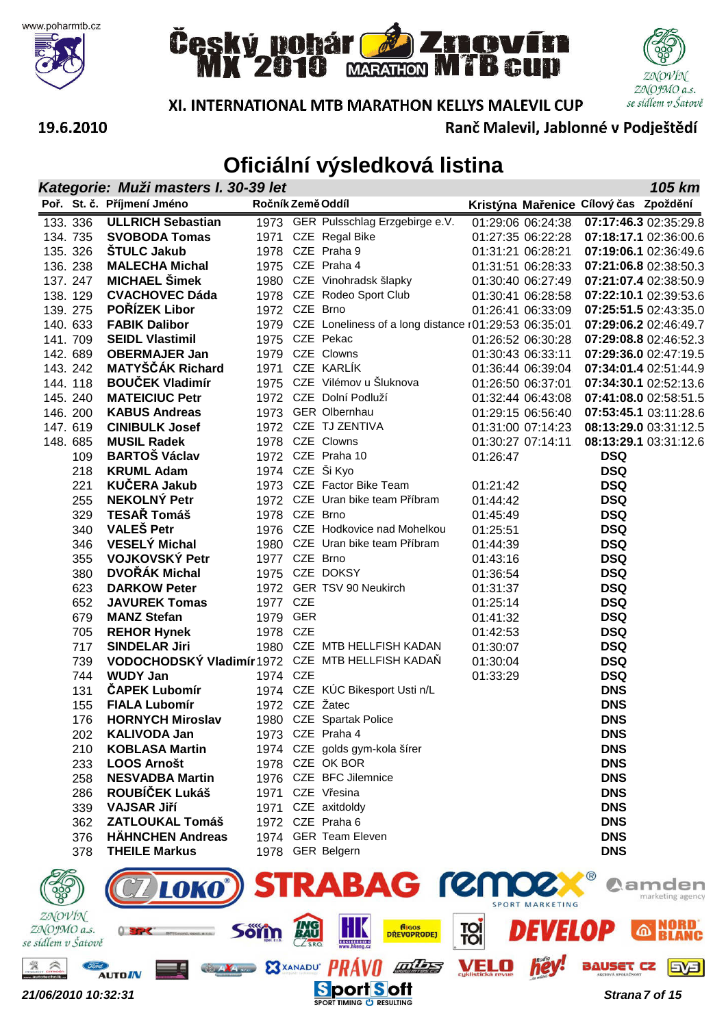# Český pohár MX 2010 MARATHON Znovín MTB cup

## XI. INTERNATIONAL MTB MARATHON KELLYS MALEVIL CUP

19.6.2010 — Ranč Malevil, Jablonné v Podještědí

# Oficiální výsledková listina

### *Kategorie: Muži masters I. 30-39 let* — *105 km*

| Poř. | St. č. | Příjmení Jméno | Ročník | Země | Oddíl | Kristýna | Mařenice | Cílový čas | Zpoždění |
|---|---|---|---|---|---|---|---|---|---|
| 133. | 336 | **ULLRICH Sebastian** | 1973 | GER | Pulsschlag Erzgebirge e.V. | 01:29:06 | 06:24:38 | **07:17:46.3** | 02:35:29.8 |
| 134. | 735 | **SVOBODA Tomas** | 1971 | CZE | Regal Bike | 01:27:35 | 06:22:28 | **07:18:17.1** | 02:36:00.6 |
| 135. | 326 | **ŠTULC Jakub** | 1978 | CZE | Praha 9 | 01:31:21 | 06:28:21 | **07:19:06.1** | 02:36:49.6 |
| 136. | 238 | **MALECHA Michal** | 1975 | CZE | Praha 4 | 01:31:51 | 06:28:33 | **07:21:06.8** | 02:38:50.3 |
| 137. | 247 | **MICHAEL Šimek** | 1980 | CZE | Vinohradsk šlapky | 01:30:40 | 06:27:49 | **07:21:07.4** | 02:38:50.9 |
| 138. | 129 | **CVACHOVEC Dáda** | 1978 | CZE | Rodeo Sport Club | 01:30:41 | 06:28:58 | **07:22:10.1** | 02:39:53.6 |
| 139. | 275 | **POŘÍZEK Libor** | 1972 | CZE | Brno | 01:26:41 | 06:33:09 | **07:25:51.5** | 02:43:35.0 |
| 140. | 633 | **FABIK Dalibor** | 1979 | CZE | Loneliness of a long distance r | 01:29:53 | 06:35:01 | **07:29:06.2** | 02:46:49.7 |
| 141. | 709 | **SEIDL Vlastimil** | 1975 | CZE | Pekac | 01:26:52 | 06:30:28 | **07:29:08.8** | 02:46:52.3 |
| 142. | 689 | **OBERMAJER Jan** | 1979 | CZE | Clowns | 01:30:43 | 06:33:11 | **07:29:36.0** | 02:47:19.5 |
| 143. | 242 | **MATYŠČÁK Richard** | 1971 | CZE | KARLÍK | 01:36:44 | 06:39:04 | **07:34:01.4** | 02:51:44.9 |
| 144. | 118 | **BOUČEK Vladimír** | 1975 | CZE | Vilémov u Šluknova | 01:26:50 | 06:37:01 | **07:34:30.1** | 02:52:13.6 |
| 145. | 240 | **MATEICIUC Petr** | 1972 | CZE | Dolní Podluží | 01:32:44 | 06:43:08 | **07:41:08.0** | 02:58:51.5 |
| 146. | 200 | **KABUS Andreas** | 1973 | GER | Olbernhau | 01:29:15 | 06:56:40 | **07:53:45.1** | 03:11:28.6 |
| 147. | 619 | **CINIBULK Josef** | 1972 | CZE | TJ ZENTIVA | 01:31:00 | 07:14:23 | **08:13:29.0** | 03:31:12.5 |
| 148. | 685 | **MUSIL Radek** | 1978 | CZE | Clowns | 01:30:27 | 07:14:11 | **08:13:29.1** | 03:31:12.6 |
| | 109 | **BARTOŠ Václav** | 1972 | CZE | Praha 10 | 01:26:47 | | **DSQ** | |
| | 218 | **KRUML Adam** | 1974 | CZE | Ši Kyo | | | **DSQ** | |
| | 221 | **KUČERA Jakub** | 1973 | CZE | Factor Bike Team | 01:21:42 | | **DSQ** | |
| | 255 | **NEKOLNÝ Petr** | 1972 | CZE | Uran bike team Příbram | 01:44:42 | | **DSQ** | |
| | 329 | **TESAŘ Tomáš** | 1978 | CZE | Brno | 01:45:49 | | **DSQ** | |
| | 340 | **VALEŠ Petr** | 1976 | CZE | Hodkovice nad Mohelkou | 01:25:51 | | **DSQ** | |
| | 346 | **VESELÝ Michal** | 1980 | CZE | Uran bike team Příbram | 01:44:39 | | **DSQ** | |
| | 355 | **VOJKOVSKÝ Petr** | 1977 | CZE | Brno | 01:43:16 | | **DSQ** | |
| | 380 | **DVOŘÁK Michal** | 1975 | CZE | DOKSY | 01:36:54 | | **DSQ** | |
| | 623 | **DARKOW Peter** | 1972 | GER | TSV 90 Neukirch | 01:31:37 | | **DSQ** | |
| | 652 | **JAVUREK Tomas** | 1977 | CZE | | 01:25:14 | | **DSQ** | |
| | 679 | **MANZ Stefan** | 1979 | GER | | 01:41:32 | | **DSQ** | |
| | 705 | **REHOR Hynek** | 1978 | CZE | | 01:42:53 | | **DSQ** | |
| | 717 | **SINDELAR Jiri** | 1980 | CZE | MTB HELLFISH KADAN | 01:30:07 | | **DSQ** | |
| | 739 | **VODOCHODSKÝ Vladimír** | 1972 | CZE | MTB HELLFISH KADAŇ | 01:30:04 | | **DSQ** | |
| | 744 | **WUDY Jan** | 1974 | CZE | | 01:33:29 | | **DSQ** | |
| | 131 | **ČAPEK Lubomír** | 1974 | CZE | KÚC Bikesport Usti n/L | | | **DNS** | |
| | 155 | **FIALA Lubomír** | 1972 | CZE | Žatec | | | **DNS** | |
| | 176 | **HORNYCH Miroslav** | 1980 | CZE | Spartak Police | | | **DNS** | |
| | 202 | **KALIVODA Jan** | 1973 | CZE | Praha 4 | | | **DNS** | |
| | 210 | **KOBLASA Martin** | 1974 | CZE | golds gym-kola šírer | | | **DNS** | |
| | 233 | **LOOS Arnošt** | 1978 | CZE | OK BOR | | | **DNS** | |
| | 258 | **NESVADBA Martin** | 1976 | CZE | BFC Jilemnice | | | **DNS** | |
| | 286 | **ROUBÍČEK Lukáš** | 1971 | CZE | Vřesina | | | **DNS** | |
| | 339 | **VAJSAR Jiří** | 1971 | CZE | axitdoldy | | | **DNS** | |
| | 362 | **ZATLOUKAL Tomáš** | 1972 | CZE | Praha 6 | | | **DNS** | |
| | 376 | **HÄHNCHEN Andreas** | 1974 | GER | Team Eleven | | | **DNS** | |
| | 378 | **THEILE Markus** | 1978 | GER | Belgern | | | **DNS** | |

*21/06/2010 10:32:31*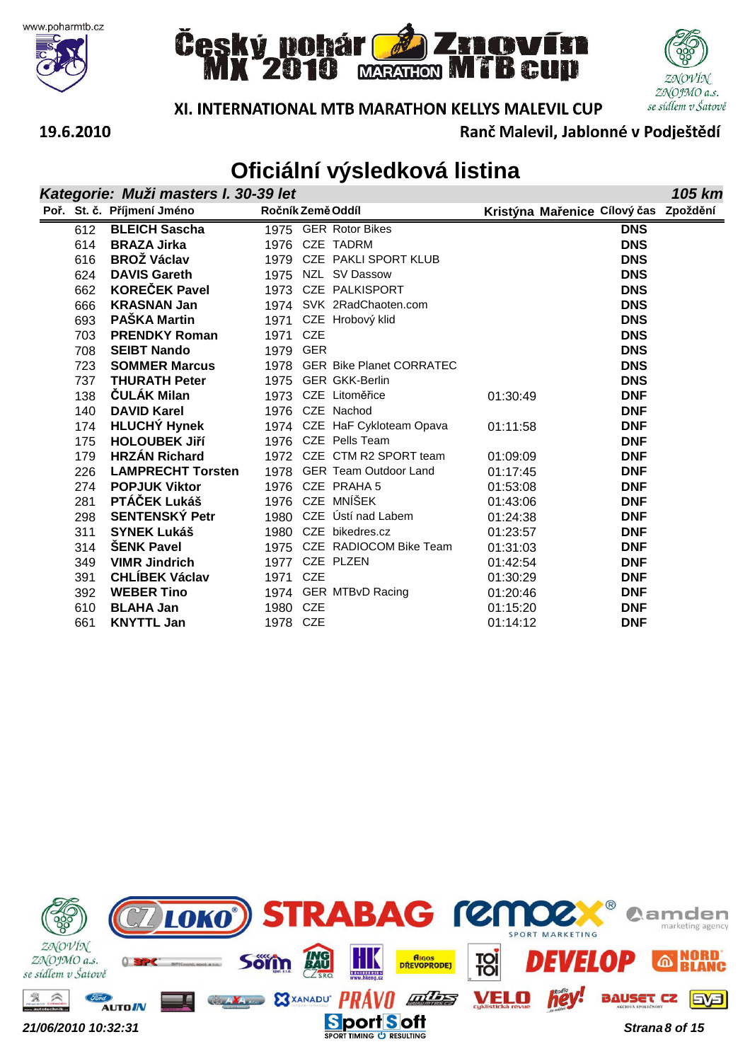# Český pohár MX 2010 MARATHON Znovín MTB cup

## XI. INTERNATIONAL MTB MARATHON KELLYS MALEVIL CUP

19.6.2010

Ranč Malevil, Jablonné v Podještědí

# Oficiální výsledková listina

### *Kategorie: Muži masters I. 30-39 let* — *105 km*

| Poř. | St. č. | Příjmení Jméno | Ročník | Země | Oddíl | Kristýna | Mařenice | Cílový čas | Zpoždění |
|---|---|---|---|---|---|---|---|---|---|
| | 612 | **BLEICH Sascha** | 1975 | GER | Rotor Bikes | | | **DNS** | |
| | 614 | **BRAZA Jirka** | 1976 | CZE | TADRM | | | **DNS** | |
| | 616 | **BROŽ Václav** | 1979 | CZE | PAKLI SPORT KLUB | | | **DNS** | |
| | 624 | **DAVIS Gareth** | 1975 | NZL | SV Dassow | | | **DNS** | |
| | 662 | **KOREČEK Pavel** | 1973 | CZE | PALKISPORT | | | **DNS** | |
| | 666 | **KRASNAN Jan** | 1974 | SVK | 2RadChaoten.com | | | **DNS** | |
| | 693 | **PAŠKA Martin** | 1971 | CZE | Hrobový klid | | | **DNS** | |
| | 703 | **PRENDKY Roman** | 1971 | CZE | | | | **DNS** | |
| | 708 | **SEIBT Nando** | 1979 | GER | | | | **DNS** | |
| | 723 | **SOMMER Marcus** | 1978 | GER | Bike Planet CORRATEC | | | **DNS** | |
| | 737 | **THURATH Peter** | 1975 | GER | GKK-Berlin | | | **DNS** | |
| | 138 | **ČULÁK Milan** | 1973 | CZE | Litoměřice | 01:30:49 | | **DNF** | |
| | 140 | **DAVID Karel** | 1976 | CZE | Nachod | | | **DNF** | |
| | 174 | **HLUCHÝ Hynek** | 1974 | CZE | HaF Cykloteam Opava | 01:11:58 | | **DNF** | |
| | 175 | **HOLOUBEK Jiří** | 1976 | CZE | Pells Team | | | **DNF** | |
| | 179 | **HRZÁN Richard** | 1972 | CZE | CTM R2 SPORT team | 01:09:09 | | **DNF** | |
| | 226 | **LAMPRECHT Torsten** | 1978 | GER | Team Outdoor Land | 01:17:45 | | **DNF** | |
| | 274 | **POPJUK Viktor** | 1976 | CZE | PRAHA 5 | 01:53:08 | | **DNF** | |
| | 281 | **PTÁČEK Lukáš** | 1976 | CZE | MNÍŠEK | 01:43:06 | | **DNF** | |
| | 298 | **SENTENSKÝ Petr** | 1980 | CZE | Ústí nad Labem | 01:24:38 | | **DNF** | |
| | 311 | **SYNEK Lukáš** | 1980 | CZE | bikedres.cz | 01:23:57 | | **DNF** | |
| | 314 | **ŠENK Pavel** | 1975 | CZE | RADIOCOM Bike Team | 01:31:03 | | **DNF** | |
| | 349 | **VIMR Jindrich** | 1977 | CZE | PLZEN | 01:42:54 | | **DNF** | |
| | 391 | **CHLÍBEK Václav** | 1971 | CZE | | 01:30:29 | | **DNF** | |
| | 392 | **WEBER Tino** | 1974 | GER | MTBvD Racing | 01:20:46 | | **DNF** | |
| | 610 | **BLAHA Jan** | 1980 | CZE | | 01:15:20 | | **DNF** | |
| | 661 | **KNYTTL Jan** | 1978 | CZE | | 01:14:12 | | **DNF** | |

*21/06/2010 10:32:31*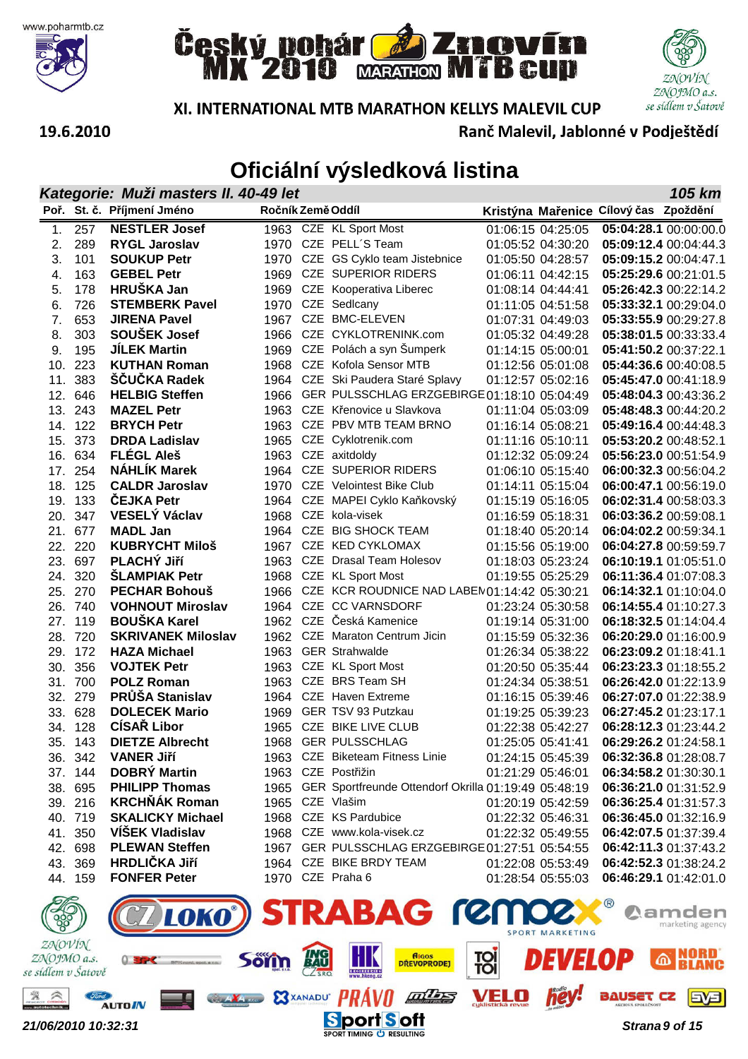# Český pohár MX 2010 MARATHON Znovín MTB cup

## XI. INTERNATIONAL MTB MARATHON KELLYS MALEVIL CUP

**19.6.2010** — **Ranč Malevil, Jablonné v Podještědí**

# Oficiální výsledková listina

### *Kategorie: Muži masters II. 40-49 let* — *105 km*

| Poř. | St. č. | Příjmení Jméno | Ročník | Země | Oddíl | Kristýna | Mařenice | Cílový čas | Zpoždění |
|---|---|---|---|---|---|---|---|---|---|
| 1. | 257 | **NESTLER Josef** | 1963 | CZE | KL Sport Most | 01:06:15 | 04:25:05 | **05:04:28.1** | 00:00:00.0 |
| 2. | 289 | **RYGL Jaroslav** | 1970 | CZE | PELL´S Team | 01:05:52 | 04:30:20 | **05:09:12.4** | 00:04:44.3 |
| 3. | 101 | **SOUKUP Petr** | 1970 | CZE | GS Cyklo team Jistebnice | 01:05:50 | 04:28:57 | **05:09:15.2** | 00:04:47.1 |
| 4. | 163 | **GEBEL Petr** | 1969 | CZE | SUPERIOR RIDERS | 01:06:11 | 04:42:15 | **05:25:29.6** | 00:21:01.5 |
| 5. | 178 | **HRUŠKA Jan** | 1969 | CZE | Kooperativa Liberec | 01:08:14 | 04:44:41 | **05:26:42.3** | 00:22:14.2 |
| 6. | 726 | **STEMBERK Pavel** | 1970 | CZE | Sedlcany | 01:11:05 | 04:51:58 | **05:33:32.1** | 00:29:04.0 |
| 7. | 653 | **JIRENA Pavel** | 1967 | CZE | BMC-ELEVEN | 01:07:31 | 04:49:03 | **05:33:55.9** | 00:29:27.8 |
| 8. | 303 | **SOUŠEK Josef** | 1966 | CZE | CYKLOTRENINK.com | 01:05:32 | 04:49:28 | **05:38:01.5** | 00:33:33.4 |
| 9. | 195 | **JÍLEK Martin** | 1969 | CZE | Polách a syn Šumperk | 01:14:15 | 05:00:01 | **05:41:50.2** | 00:37:22.1 |
| 10. | 223 | **KUTHAN Roman** | 1968 | CZE | Kofola Sensor MTB | 01:12:56 | 05:01:08 | **05:44:36.6** | 00:40:08.5 |
| 11. | 383 | **ŠČUČKA Radek** | 1964 | CZE | Ski Paudera Staré Splavy | 01:12:57 | 05:02:16 | **05:45:47.0** | 00:41:18.9 |
| 12. | 646 | **HELBIG Steffen** | 1966 | GER | PULSSCHLAG ERZGEBIRGE | 01:18:10 | 05:04:49 | **05:48:04.3** | 00:43:36.2 |
| 13. | 243 | **MAZEL Petr** | 1963 | CZE | Křenovice u Slavkova | 01:11:04 | 05:03:09 | **05:48:48.3** | 00:44:20.2 |
| 14. | 122 | **BRYCH Petr** | 1963 | CZE | PBV MTB TEAM BRNO | 01:16:14 | 05:08:21 | **05:49:16.4** | 00:44:48.3 |
| 15. | 373 | **DRDA Ladislav** | 1965 | CZE | Cyklotrenik.com | 01:11:16 | 05:10:11 | **05:53:20.2** | 00:48:52.1 |
| 16. | 634 | **FLÉGL Aleš** | 1963 | CZE | axitdoldy | 01:12:32 | 05:09:24 | **05:56:23.0** | 00:51:54.9 |
| 17. | 254 | **NÁHLÍK Marek** | 1964 | CZE | SUPERIOR RIDERS | 01:06:10 | 05:15:40 | **06:00:32.3** | 00:56:04.2 |
| 18. | 125 | **CALDR Jaroslav** | 1970 | CZE | Velointest Bike Club | 01:14:11 | 05:15:04 | **06:00:47.1** | 00:56:19.0 |
| 19. | 133 | **ČEJKA Petr** | 1964 | CZE | MAPEI Cyklo Kaňkovský | 01:15:19 | 05:16:05 | **06:02:31.4** | 00:58:03.3 |
| 20. | 347 | **VESELÝ Václav** | 1968 | CZE | kola-visek | 01:16:59 | 05:18:31 | **06:03:36.2** | 00:59:08.1 |
| 21. | 677 | **MADL Jan** | 1964 | CZE | BIG SHOCK TEAM | 01:18:40 | 05:20:14 | **06:04:02.2** | 00:59:34.1 |
| 22. | 220 | **KUBRYCHT Miloš** | 1967 | CZE | KED CYKLOMAX | 01:15:56 | 05:19:00 | **06:04:27.8** | 00:59:59.7 |
| 23. | 697 | **PLACHÝ Jiří** | 1963 | CZE | Drasal Team Holesov | 01:18:03 | 05:23:24 | **06:10:19.1** | 01:05:51.0 |
| 24. | 320 | **ŠLAMPIAK Petr** | 1968 | CZE | KL Sport Most | 01:19:55 | 05:25:29 | **06:11:36.4** | 01:07:08.3 |
| 25. | 270 | **PECHAR Bohouš** | 1966 | CZE | KCR ROUDNICE NAD LABEM | 01:14:42 | 05:30:21 | **06:14:32.1** | 01:10:04.0 |
| 26. | 740 | **VOHNOUT Miroslav** | 1964 | CZE | CC VARNSDORF | 01:23:24 | 05:30:58 | **06:14:55.4** | 01:10:27.3 |
| 27. | 119 | **BOUŠKA Karel** | 1962 | CZE | Česká Kamenice | 01:19:14 | 05:31:00 | **06:18:32.5** | 01:14:04.4 |
| 28. | 720 | **SKRIVANEK Miloslav** | 1962 | CZE | Maraton Centrum Jicin | 01:15:59 | 05:32:36 | **06:20:29.0** | 01:16:00.9 |
| 29. | 172 | **HAZA Michael** | 1963 | GER | Strahwalde | 01:26:34 | 05:38:22 | **06:23:09.2** | 01:18:41.1 |
| 30. | 356 | **VOJTEK Petr** | 1963 | CZE | KL Sport Most | 01:20:50 | 05:35:44 | **06:23:23.3** | 01:18:55.2 |
| 31. | 700 | **POLZ Roman** | 1963 | CZE | BRS Team SH | 01:24:34 | 05:38:51 | **06:26:42.0** | 01:22:13.9 |
| 32. | 279 | **PRŮŠA Stanislav** | 1964 | CZE | Haven Extreme | 01:16:15 | 05:39:46 | **06:27:07.0** | 01:22:38.9 |
| 33. | 628 | **DOLECEK Mario** | 1969 | GER | TSV 93 Putzkau | 01:19:25 | 05:39:23 | **06:27:45.2** | 01:23:17.1 |
| 34. | 128 | **CÍSAŘ Libor** | 1965 | CZE | BIKE LIVE CLUB | 01:22:38 | 05:42:27 | **06:28:12.3** | 01:23:44.2 |
| 35. | 143 | **DIETZE Albrecht** | 1968 | GER | PULSSCHLAG | 01:25:05 | 05:41:41 | **06:29:26.2** | 01:24:58.1 |
| 36. | 342 | **VANER Jiří** | 1963 | CZE | Biketeam Fitness Linie | 01:24:15 | 05:45:39 | **06:32:36.8** | 01:28:08.7 |
| 37. | 144 | **DOBRÝ Martin** | 1963 | CZE | Postřižin | 01:21:29 | 05:46:01 | **06:34:58.2** | 01:30:30.1 |
| 38. | 695 | **PHILIPP Thomas** | 1965 | GER | Sportfreunde Ottendorf Okrilla | 01:19:49 | 05:48:19 | **06:36:21.0** | 01:31:52.9 |
| 39. | 216 | **KRCHŇÁK Roman** | 1965 | CZE | Vlašim | 01:20:19 | 05:42:59 | **06:36:25.4** | 01:31:57.3 |
| 40. | 719 | **SKALICKY Michael** | 1968 | CZE | KS Pardubice | 01:22:32 | 05:46:31 | **06:36:45.0** | 01:32:16.9 |
| 41. | 350 | **VÍŠEK Vladislav** | 1968 | CZE | www.kola-visek.cz | 01:22:32 | 05:49:55 | **06:42:07.5** | 01:37:39.4 |
| 42. | 698 | **PLEWAN Steffen** | 1967 | GER | PULSSCHLAG ERZGEBIRGE | 01:27:51 | 05:54:55 | **06:42:11.3** | 01:37:43.2 |
| 43. | 369 | **HRDLIČKA Jiří** | 1964 | CZE | BIKE BRDY TEAM | 01:22:08 | 05:53:49 | **06:42:52.3** | 01:38:24.2 |
| 44. | 159 | **FONFER Peter** | 1970 | CZE | Praha 6 | 01:28:54 | 05:55:03 | **06:46:29.1** | 01:42:01.0 |

*21/06/2010 10:32:31*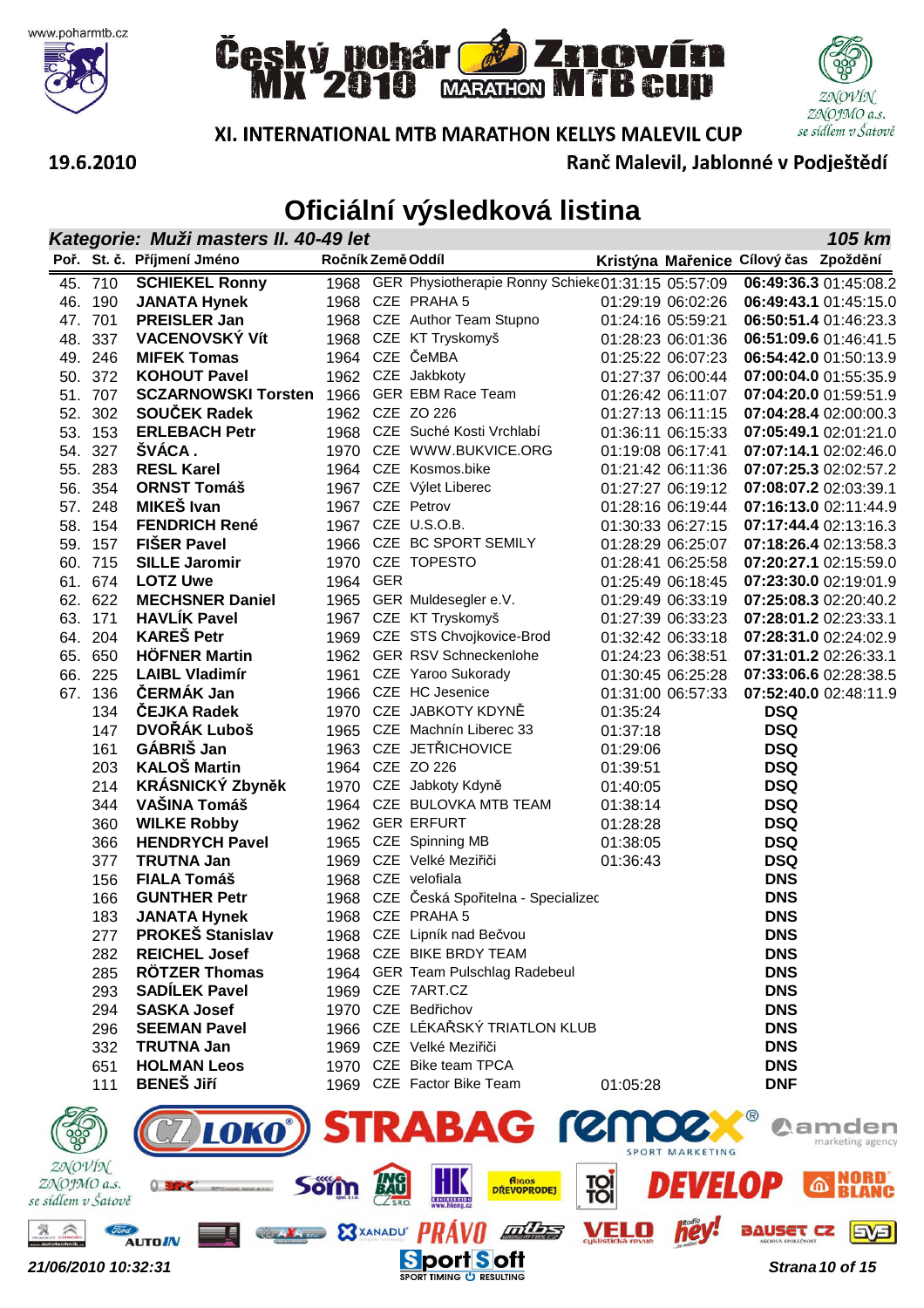# Český pohár MX 2010 MARATHON Znovín MTB cup

## XI. INTERNATIONAL MTB MARATHON KELLYS MALEVIL CUP

19.6.2010 — Ranč Malevil, Jablonné v Podještědí

# Oficiální výsledková listina

### *Kategorie: Muži masters II. 40-49 let* — *105 km*

| Poř. | St. č. | Příjmení Jméno | Ročník | Země | Oddíl | Kristýna | Mařenice | Cílový čas | Zpoždění |
|---|---|---|---|---|---|---|---|---|---|
| 45. | 710 | **SCHIEKEL Ronny** | 1968 | GER | Physiotherapie Ronny Schieke | 01:31:15 | 05:57:09 | **06:49:36.3** | 01:45:08.2 |
| 46. | 190 | **JANATA Hynek** | 1968 | CZE | PRAHA 5 | 01:29:19 | 06:02:26 | **06:49:43.1** | 01:45:15.0 |
| 47. | 701 | **PREISLER Jan** | 1968 | CZE | Author Team Stupno | 01:24:16 | 05:59:21 | **06:50:51.4** | 01:46:23.3 |
| 48. | 337 | **VACENOVSKÝ Vít** | 1968 | CZE | KT Tryskomyš | 01:28:23 | 06:01:36 | **06:51:09.6** | 01:46:41.5 |
| 49. | 246 | **MIFEK Tomas** | 1964 | CZE | ČeMBA | 01:25:22 | 06:07:23 | **06:54:42.0** | 01:50:13.9 |
| 50. | 372 | **KOHOUT Pavel** | 1962 | CZE | Jakbkoty | 01:27:37 | 06:00:44 | **07:00:04.0** | 01:55:35.9 |
| 51. | 707 | **SCZARNOWSKI Torsten** | 1966 | GER | EBM Race Team | 01:26:42 | 06:11:07 | **07:04:20.0** | 01:59:51.9 |
| 52. | 302 | **SOUČEK Radek** | 1962 | CZE | ZO 226 | 01:27:13 | 06:11:15 | **07:04:28.4** | 02:00:00.3 |
| 53. | 153 | **ERLEBACH Petr** | 1968 | CZE | Suché Kosti Vrchlabí | 01:36:11 | 06:15:33 | **07:05:49.1** | 02:01:21.0 |
| 54. | 327 | **ŠVÁCA .** | 1970 | CZE | WWW.BUKVICE.ORG | 01:19:08 | 06:17:41 | **07:07:14.1** | 02:02:46.0 |
| 55. | 283 | **RESL Karel** | 1964 | CZE | Kosmos.bike | 01:21:42 | 06:11:36 | **07:07:25.3** | 02:02:57.2 |
| 56. | 354 | **ORNST Tomáš** | 1967 | CZE | Výlet Liberec | 01:27:27 | 06:19:12 | **07:08:07.2** | 02:03:39.1 |
| 57. | 248 | **MIKEŠ Ivan** | 1967 | CZE | Petrov | 01:28:16 | 06:19:44 | **07:16:13.0** | 02:11:44.9 |
| 58. | 154 | **FENDRICH René** | 1967 | CZE | U.S.O.B. | 01:30:33 | 06:27:15 | **07:17:44.4** | 02:13:16.3 |
| 59. | 157 | **FIŠER Pavel** | 1966 | CZE | BC SPORT SEMILY | 01:28:29 | 06:25:07 | **07:18:26.4** | 02:13:58.3 |
| 60. | 715 | **SILLE Jaromir** | 1970 | CZE | TOPESTO | 01:28:41 | 06:25:58 | **07:20:27.1** | 02:15:59.0 |
| 61. | 674 | **LOTZ Uwe** | 1964 | GER | | 01:25:49 | 06:18:45 | **07:23:30.0** | 02:19:01.9 |
| 62. | 622 | **MECHSNER Daniel** | 1965 | GER | Muldesegler e.V. | 01:29:49 | 06:33:19 | **07:25:08.3** | 02:20:40.2 |
| 63. | 171 | **HAVLÍK Pavel** | 1967 | CZE | KT Tryskomyš | 01:27:39 | 06:33:23 | **07:28:01.2** | 02:23:33.1 |
| 64. | 204 | **KAREŠ Petr** | 1969 | CZE | STS Chvojkovice-Brod | 01:32:42 | 06:33:18 | **07:28:31.0** | 02:24:02.9 |
| 65. | 650 | **HÖFNER Martin** | 1962 | GER | RSV Schneckenlohe | 01:24:23 | 06:38:51 | **07:31:01.2** | 02:26:33.1 |
| 66. | 225 | **LAIBL Vladimír** | 1961 | CZE | Yaroo Sukorady | 01:30:45 | 06:25:28 | **07:33:06.6** | 02:28:38.5 |
| 67. | 136 | **ČERMÁK Jan** | 1966 | CZE | HC Jesenice | 01:31:00 | 06:57:33 | **07:52:40.0** | 02:48:11.9 |
| | 134 | **ČEJKA Radek** | 1970 | CZE | JABKOTY KDYNĚ | 01:35:24 | | **DSQ** | |
| | 147 | **DVOŘÁK Luboš** | 1965 | CZE | Machnín Liberec 33 | 01:37:18 | | **DSQ** | |
| | 161 | **GÁBRIŠ Jan** | 1963 | CZE | JETŘICHOVICE | 01:29:06 | | **DSQ** | |
| | 203 | **KALOŠ Martin** | 1964 | CZE | ZO 226 | 01:39:51 | | **DSQ** | |
| | 214 | **KRÁSNICKÝ Zbyněk** | 1970 | CZE | Jabkoty Kdyně | 01:40:05 | | **DSQ** | |
| | 344 | **VAŠINA Tomáš** | 1964 | CZE | BULOVKA MTB TEAM | 01:38:14 | | **DSQ** | |
| | 360 | **WILKE Robby** | 1962 | GER | ERFURT | 01:28:28 | | **DSQ** | |
| | 366 | **HENDRYCH Pavel** | 1965 | CZE | Spinning MB | 01:38:05 | | **DSQ** | |
| | 377 | **TRUTNA Jan** | 1969 | CZE | Velké Meziříčí | 01:36:43 | | **DSQ** | |
| | 156 | **FIALA Tomáš** | 1968 | CZE | velofiala | | | **DNS** | |
| | 166 | **GUNTHER Petr** | 1968 | CZE | Česká Spořitelna - Specializec | | | **DNS** | |
| | 183 | **JANATA Hynek** | 1968 | CZE | PRAHA 5 | | | **DNS** | |
| | 277 | **PROKEŠ Stanislav** | 1968 | CZE | Lipník nad Bečvou | | | **DNS** | |
| | 282 | **REICHEL Josef** | 1968 | CZE | BIKE BRDY TEAM | | | **DNS** | |
| | 285 | **RÖTZER Thomas** | 1964 | GER | Team Pulschlag Radebeul | | | **DNS** | |
| | 293 | **SADÍLEK Pavel** | 1969 | CZE | 7ART.CZ | | | **DNS** | |
| | 294 | **SASKA Josef** | 1970 | CZE | Bedřichov | | | **DNS** | |
| | 296 | **SEEMAN Pavel** | 1966 | CZE | LÉKAŘSKÝ TRIATLON KLUB | | | **DNS** | |
| | 332 | **TRUTNA Jan** | 1969 | CZE | Velké Meziříčí | | | **DNS** | |
| | 651 | **HOLMAN Leos** | 1970 | CZE | Bike team TPCA | | | **DNS** | |
| | 111 | **BENEŠ Jiří** | 1969 | CZE | Factor Bike Team | 01:05:28 | | **DNF** | |

*21/06/2010 10:32:31*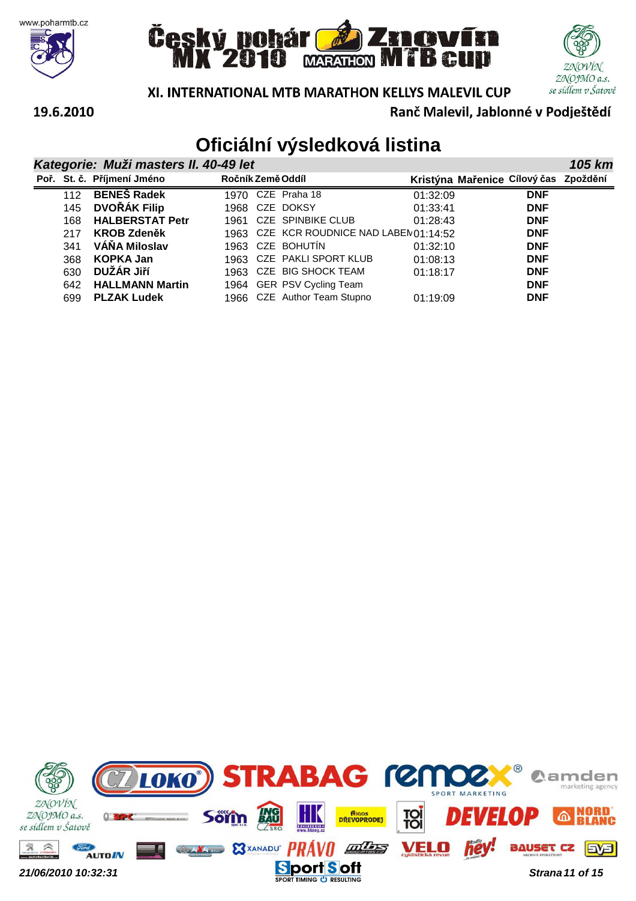# Český pohár MX 2010 MARATHON Znovín MTB cup

## XI. INTERNATIONAL MTB MARATHON KELLYS MALEVIL CUP

19.6.2010

Ranč Malevil, Jablonné v Podještědí

# Oficiální výsledková listina

### *Kategorie: Muži masters II. 40-49 let* — *105 km*

| Poř. | St. č. | Příjmení Jméno | Ročník | Země | Oddíl | Kristýna | Mařenice | Cílový čas | Zpoždění |
|---|---|---|---|---|---|---|---|---|---|
| | 112 | **BENEŠ Radek** | 1970 | CZE | Praha 18 | 01:32:09 | | **DNF** | |
| | 145 | **DVOŘÁK Filip** | 1968 | CZE | DOKSY | 01:33:41 | | **DNF** | |
| | 168 | **HALBERSTAT Petr** | 1961 | CZE | SPINBIKE CLUB | 01:28:43 | | **DNF** | |
| | 217 | **KROB Zdeněk** | 1963 | CZE | KCR ROUDNICE NAD LABEM | 01:14:52 | | **DNF** | |
| | 341 | **VÁŇA Miloslav** | 1963 | CZE | BOHUTÍN | 01:32:10 | | **DNF** | |
| | 368 | **KOPKA Jan** | 1963 | CZE | PAKLI SPORT KLUB | 01:08:13 | | **DNF** | |
| | 630 | **DUŽÁR Jiří** | 1963 | CZE | BIG SHOCK TEAM | 01:18:17 | | **DNF** | |
| | 642 | **HALLMANN Martin** | 1964 | GER | PSV Cycling Team | | | **DNF** | |
| | 699 | **PLZAK Ludek** | 1966 | CZE | Author Team Stupno | 01:19:09 | | **DNF** | |

*21/06/2010 10:32:31*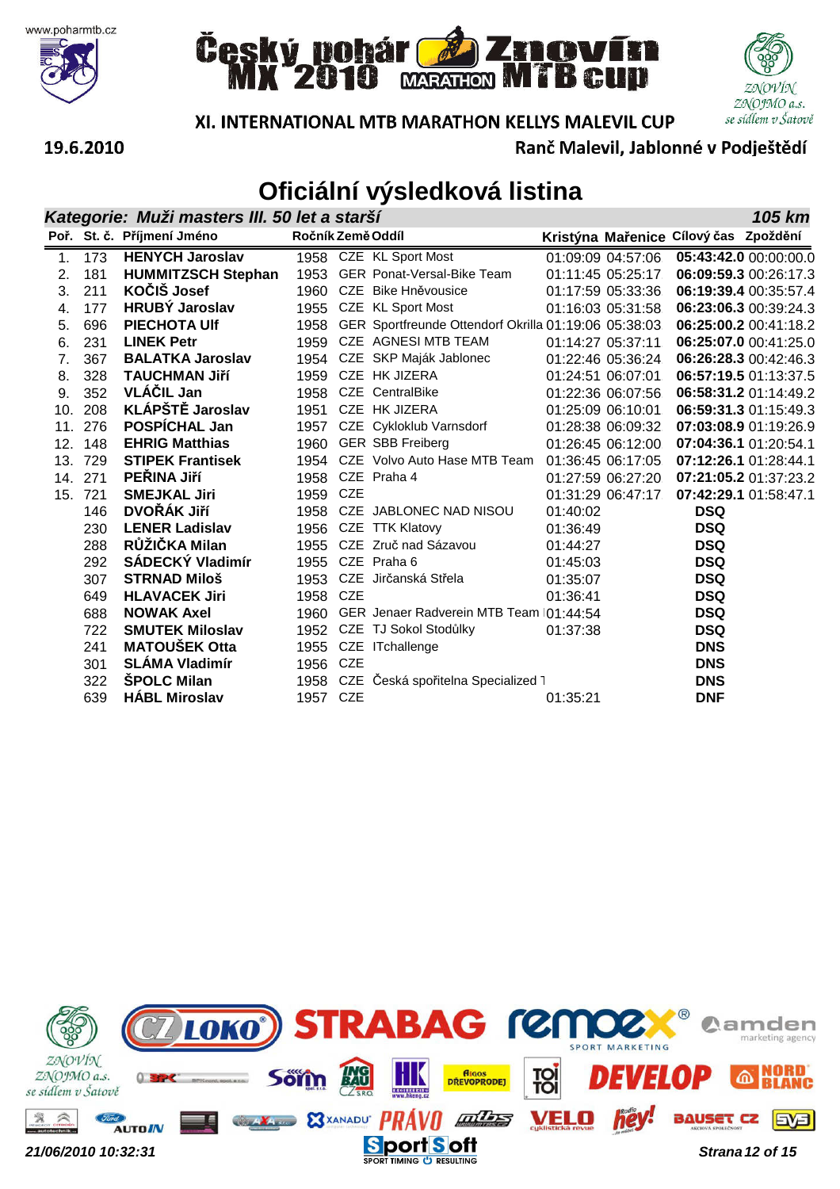# Český pohár MX 2010 MARATHON Znovín MTB cup

## XI. INTERNATIONAL MTB MARATHON KELLYS MALEVIL CUP

19.6.2010

Ranč Malevil, Jablonné v Podještědí

# Oficiální výsledková listina

### Kategorie: Muži masters III. 50 let a starší — 105 km

| Poř. | St. č. | Příjmení Jméno | Ročník | Země | Oddíl | Kristýna | Mařenice | Cílový čas | Zpoždění |
|---|---|---|---|---|---|---|---|---|---|
| 1. | 173 | **HENYCH Jaroslav** | 1958 | CZE | KL Sport Most | 01:09:09 | 04:57:06 | **05:43:42.0** | 00:00:00.0 |
| 2. | 181 | **HUMMITZSCH Stephan** | 1953 | GER | Ponat-Versal-Bike Team | 01:11:45 | 05:25:17 | **06:09:59.3** | 00:26:17.3 |
| 3. | 211 | **KOČIŠ Josef** | 1960 | CZE | Bike Hněvousice | 01:17:59 | 05:33:36 | **06:19:39.4** | 00:35:57.4 |
| 4. | 177 | **HRUBÝ Jaroslav** | 1955 | CZE | KL Sport Most | 01:16:03 | 05:31:58 | **06:23:06.3** | 00:39:24.3 |
| 5. | 696 | **PIECHOTA Ulf** | 1958 | GER | Sportfreunde Ottendorf Okrilla | 01:19:06 | 05:38:03 | **06:25:00.2** | 00:41:18.2 |
| 6. | 231 | **LINEK Petr** | 1959 | CZE | AGNESI MTB TEAM | 01:14:27 | 05:37:11 | **06:25:07.0** | 00:41:25.0 |
| 7. | 367 | **BALATKA Jaroslav** | 1954 | CZE | SKP Maják Jablonec | 01:22:46 | 05:36:24 | **06:26:28.3** | 00:42:46.3 |
| 8. | 328 | **TAUCHMAN Jiří** | 1959 | CZE | HK JIZERA | 01:24:51 | 06:07:01 | **06:57:19.5** | 01:13:37.5 |
| 9. | 352 | **VLÁČIL Jan** | 1958 | CZE | CentralBike | 01:22:36 | 06:07:56 | **06:58:31.2** | 01:14:49.2 |
| 10. | 208 | **KLÁPŠTĚ Jaroslav** | 1951 | CZE | HK JIZERA | 01:25:09 | 06:10:01 | **06:59:31.3** | 01:15:49.3 |
| 11. | 276 | **POSPÍCHAL Jan** | 1957 | CZE | Cykloklub Varnsdorf | 01:28:38 | 06:09:32 | **07:03:08.9** | 01:19:26.9 |
| 12. | 148 | **EHRIG Matthias** | 1960 | GER | SBB Freiberg | 01:26:45 | 06:12:00 | **07:04:36.1** | 01:20:54.1 |
| 13. | 729 | **STIPEK Frantisek** | 1954 | CZE | Volvo Auto Hase MTB Team | 01:36:45 | 06:17:05 | **07:12:26.1** | 01:28:44.1 |
| 14. | 271 | **PEŘINA Jiří** | 1958 | CZE | Praha 4 | 01:27:59 | 06:27:20 | **07:21:05.2** | 01:37:23.2 |
| 15. | 721 | **SMEJKAL Jiri** | 1959 | CZE | | 01:31:29 | 06:47:17 | **07:42:29.1** | 01:58:47.1 |
| | 146 | **DVOŘÁK Jiří** | 1958 | CZE | JABLONEC NAD NISOU | 01:40:02 | | **DSQ** | |
| | 230 | **LENER Ladislav** | 1956 | CZE | TTK Klatovy | 01:36:49 | | **DSQ** | |
| | 288 | **RŮŽIČKA Milan** | 1955 | CZE | Zruč nad Sázavou | 01:44:27 | | **DSQ** | |
| | 292 | **SÁDECKÝ Vladimír** | 1955 | CZE | Praha 6 | 01:45:03 | | **DSQ** | |
| | 307 | **STRNAD Miloš** | 1953 | CZE | Jirčanská Střela | 01:35:07 | | **DSQ** | |
| | 649 | **HLAVACEK Jiri** | 1958 | CZE | | 01:36:41 | | **DSQ** | |
| | 688 | **NOWAK Axel** | 1960 | GER | Jenaer Radverein MTB Team | 01:44:54 | | **DSQ** | |
| | 722 | **SMUTEK Miloslav** | 1952 | CZE | TJ Sokol Stodůlky | 01:37:38 | | **DSQ** | |
| | 241 | **MATOUŠEK Otta** | 1955 | CZE | ITchallenge | | | **DNS** | |
| | 301 | **SLÁMA Vladimír** | 1956 | CZE | | | | **DNS** | |
| | 322 | **ŠPOLC Milan** | 1958 | CZE | Česká spořitelna Specialized T | | | **DNS** | |
| | 639 | **HÁBL Miroslav** | 1957 | CZE | | 01:35:21 | | **DNF** | |

21/06/2010 10:32:31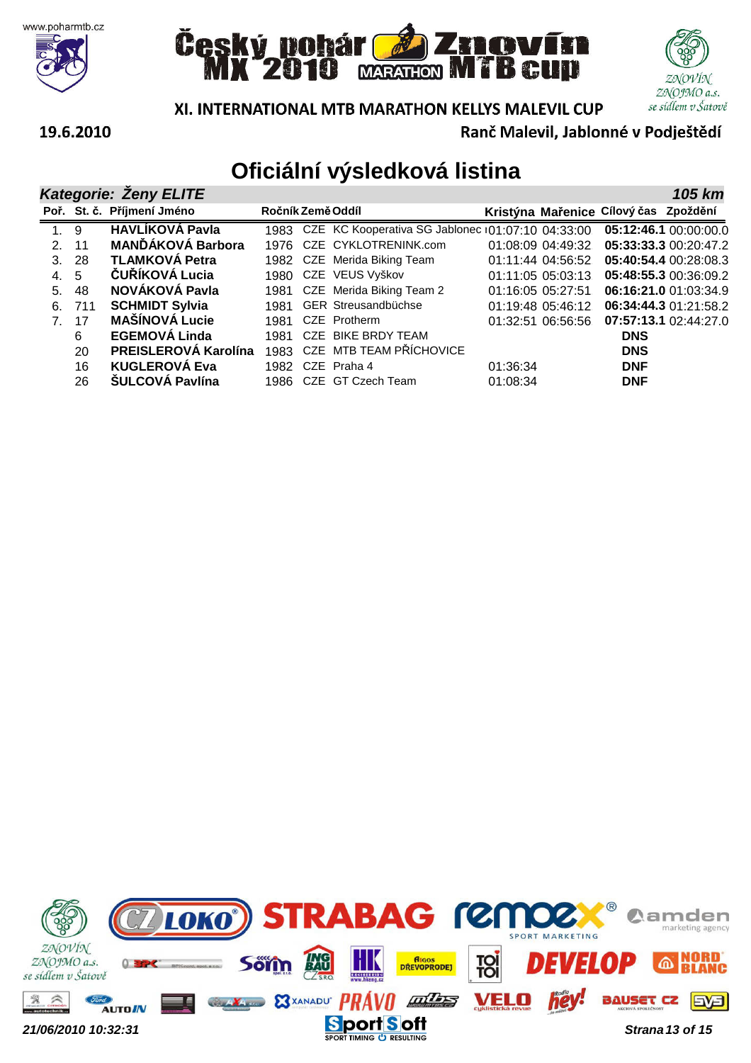# Český pohár MX 2010 MARATHON Znovín MTB cup

## XI. INTERNATIONAL MTB MARATHON KELLYS MALEVIL CUP

19.6.2010

Ranč Malevil, Jablonné v Podještědí

# Oficiální výsledková listina

## Kategorie: Ženy ELITE — 105 km

| Poř. | St. č. | Příjmení Jméno | Ročník | Země | Oddíl | Kristýna | Mařenice | Cílový čas | Zpoždění |
|---|---|---|---|---|---|---|---|---|---|
| 1. | 9 | **HAVLÍKOVÁ Pavla** | 1983 | CZE | KC Kooperativa SG Jablonec | 01:07:10 | 04:33:00 | **05:12:46.1** | 00:00:00.0 |
| 2. | 11 | **MANĎÁKOVÁ Barbora** | 1976 | CZE | CYKLOTRENINK.com | 01:08:09 | 04:49:32 | **05:33:33.3** | 00:20:47.2 |
| 3. | 28 | **TLAMKOVÁ Petra** | 1982 | CZE | Merida Biking Team | 01:11:44 | 04:56:52 | **05:40:54.4** | 00:28:08.3 |
| 4. | 5 | **ČUŘÍKOVÁ Lucia** | 1980 | CZE | VEUS Vyškov | 01:11:05 | 05:03:13 | **05:48:55.3** | 00:36:09.2 |
| 5. | 48 | **NOVÁKOVÁ Pavla** | 1981 | CZE | Merida Biking Team 2 | 01:16:05 | 05:27:51 | **06:16:21.0** | 01:03:34.9 |
| 6. | 711 | **SCHMIDT Sylvia** | 1981 | GER | Streusandbüchse | 01:19:48 | 05:46:12 | **06:34:44.3** | 01:21:58.2 |
| 7. | 17 | **MAŠÍNOVÁ Lucie** | 1981 | CZE | Protherm | 01:32:51 | 06:56:56 | **07:57:13.1** | 02:44:27.0 |
| | 6 | **EGEMOVÁ Linda** | 1981 | CZE | BIKE BRDY TEAM | | | **DNS** | |
| | 20 | **PREISLEROVÁ Karolína** | 1983 | CZE | MTB TEAM PŘÍCHOVICE | | | **DNS** | |
| | 16 | **KUGLEROVÁ Eva** | 1982 | CZE | Praha 4 | 01:36:34 | | **DNF** | |
| | 26 | **ŠULCOVÁ Pavlína** | 1986 | CZE | GT Czech Team | 01:08:34 | | **DNF** | |

21/06/2010 10:32:31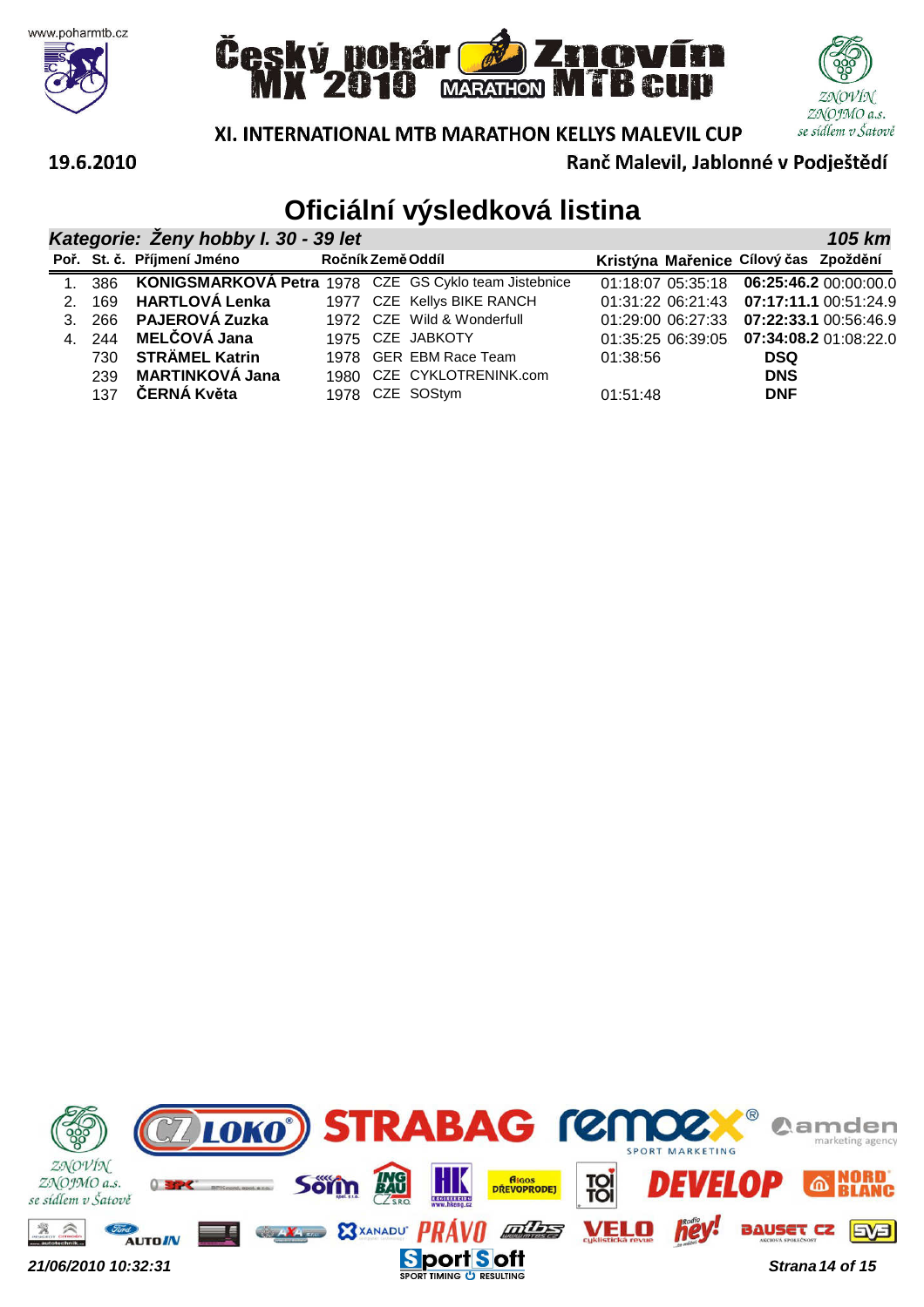# Český pohár MX 2010 Znovín MTB cup MARATHON

## XI. INTERNATIONAL MTB MARATHON KELLYS MALEVIL CUP

19.6.2010

Ranč Malevil, Jablonné v Podještědí

# Oficiální výsledková listina

**Kategorie: Ženy hobby I. 30 - 39 let** — **105 km**

| Poř. | St. č. | Příjmení Jméno | Ročník | Země | Oddíl | Kristýna | Mařenice | Cílový čas | Zpoždění |
|---|---|---|---|---|---|---|---|---|---|
| 1. | 386 | **KONIGSMARKOVÁ Petra** | 1978 | CZE | GS Cyklo team Jistebnice | 01:18:07 | 05:35:18 | **06:25:46.2** | 00:00:00.0 |
| 2. | 169 | **HARTLOVÁ Lenka** | 1977 | CZE | Kellys BIKE RANCH | 01:31:22 | 06:21:43 | **07:17:11.1** | 00:51:24.9 |
| 3. | 266 | **PAJEROVÁ Zuzka** | 1972 | CZE | Wild & Wonderfull | 01:29:00 | 06:27:33 | **07:22:33.1** | 00:56:46.9 |
| 4. | 244 | **MELČOVÁ Jana** | 1975 | CZE | JABKOTY | 01:35:25 | 06:39:05 | **07:34:08.2** | 01:08:22.0 |
| | 730 | **STRÄMEL Katrin** | 1978 | GER | EBM Race Team | 01:38:56 | | **DSQ** | |
| | 239 | **MARTINKOVÁ Jana** | 1980 | CZE | CYKLOTRENINK.com | | | **DNS** | |
| | 137 | **ČERNÁ Květa** | 1978 | CZE | SOStym | 01:51:48 | | **DNF** | |

21/06/2010 10:32:31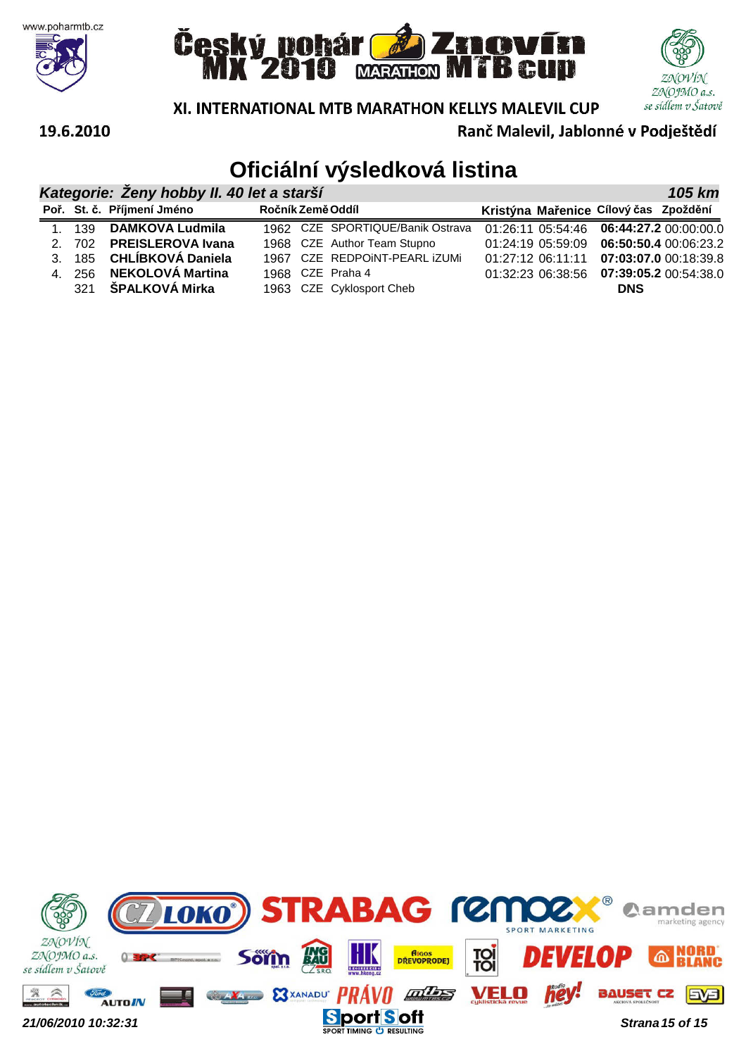www.poharmtb.cz

# Český pohár MX 2010 MARATHON Znovín MTB cup

## XI. INTERNATIONAL MTB MARATHON KELLYS MALEVIL CUP

19.6.2010

Ranč Malevil, Jablonné v Podještědí

# Oficiální výsledková listina

***Kategorie: Ženy hobby II. 40 let a starší*** ***105 km***

| Poř. | St. č. | Příjmení Jméno | Ročník | Země | Oddíl | Kristýna | Mařenice | Cílový čas | Zpoždění |
|---|---|---|---|---|---|---|---|---|---|
| 1. | 139 | **DAMKOVA Ludmila** | 1962 | CZE | SPORTIQUE/Banik Ostrava | 01:26:11 | 05:54:46 | **06:44:27.2** | 00:00:00.0 |
| 2. | 702 | **PREISLEROVA Ivana** | 1968 | CZE | Author Team Stupno | 01:24:19 | 05:59:09 | **06:50:50.4** | 00:06:23.2 |
| 3. | 185 | **CHLÍBKOVÁ Daniela** | 1967 | CZE | REDPOiNT-PEARL iZUMi | 01:27:12 | 06:11:11 | **07:03:07.0** | 00:18:39.8 |
| 4. | 256 | **NEKOLOVÁ Martina** | 1968 | CZE | Praha 4 | 01:32:23 | 06:38:56 | **07:39:05.2** | 00:54:38.0 |
| | 321 | **ŠPALKOVÁ Mirka** | 1963 | CZE | Cyklosport Cheb | | | **DNS** | |

*21/06/2010 10:32:31*